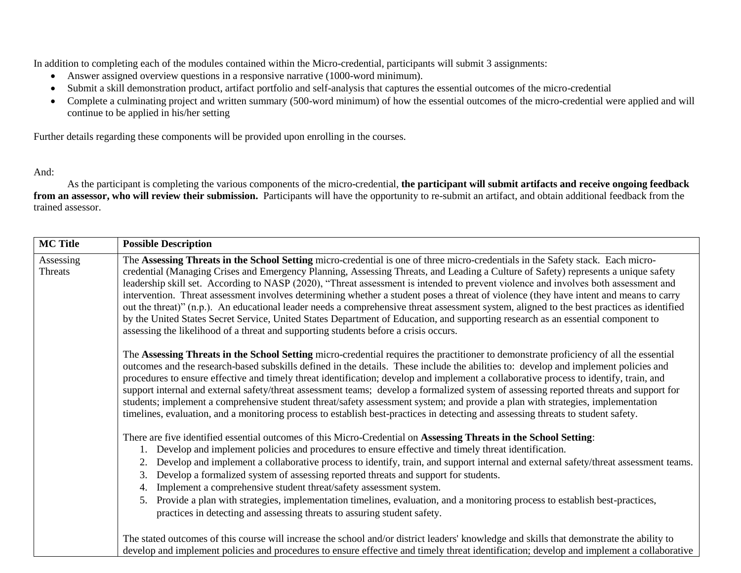In addition to completing each of the modules contained within the Micro-credential, participants will submit 3 assignments:

- Answer assigned overview questions in a responsive narrative (1000-word minimum).
- Submit a skill demonstration product, artifact portfolio and self-analysis that captures the essential outcomes of the micro-credential
- Complete a culminating project and written summary (500-word minimum) of how the essential outcomes of the micro-credential were applied and will continue to be applied in his/her setting

Further details regarding these components will be provided upon enrolling in the courses.

And:

As the participant is completing the various components of the micro-credential, **the participant will submit artifacts and receive ongoing feedback from an assessor, who will review their submission.** Participants will have the opportunity to re-submit an artifact, and obtain additional feedback from the trained assessor.

| MC Title | Possible Description |
|---|---|
| Assessing Threats | The **Assessing Threats in the School Setting** micro-credential is one of three micro-credentials in the Safety stack. Each micro-credential (Managing Crises and Emergency Planning, Assessing Threats, and Leading a Culture of Safety) represents a unique safety leadership skill set. According to NASP (2020), "Threat assessment is intended to prevent violence and involves both assessment and intervention. Threat assessment involves determining whether a student poses a threat of violence (they have intent and means to carry out the threat)" (n.p.). An educational leader needs a comprehensive threat assessment system, aligned to the best practices as identified by the United States Secret Service, United States Department of Education, and supporting research as an essential component to assessing the likelihood of a threat and supporting students before a crisis occurs.<br><br>The **Assessing Threats in the School Setting** micro-credential requires the practitioner to demonstrate proficiency of all the essential outcomes and the research-based subskills defined in the details. These include the abilities to: develop and implement policies and procedures to ensure effective and timely threat identification; develop and implement a collaborative process to identify, train, and support internal and external safety/threat assessment teams; develop a formalized system of assessing reported threats and support for students; implement a comprehensive student threat/safety assessment system; and provide a plan with strategies, implementation timelines, evaluation, and a monitoring process to establish best-practices in detecting and assessing threats to student safety.<br><br>There are five identified essential outcomes of this Micro-Credential on **Assessing Threats in the School Setting**:<br>1. Develop and implement policies and procedures to ensure effective and timely threat identification.<br>2. Develop and implement a collaborative process to identify, train, and support internal and external safety/threat assessment teams.<br>3. Develop a formalized system of assessing reported threats and support for students.<br>4. Implement a comprehensive student threat/safety assessment system.<br>5. Provide a plan with strategies, implementation timelines, evaluation, and a monitoring process to establish best-practices, practices in detecting and assessing threats to assuring student safety.<br><br>The stated outcomes of this course will increase the school and/or district leaders' knowledge and skills that demonstrate the ability to develop and implement policies and procedures to ensure effective and timely threat identification; develop and implement a collaborative |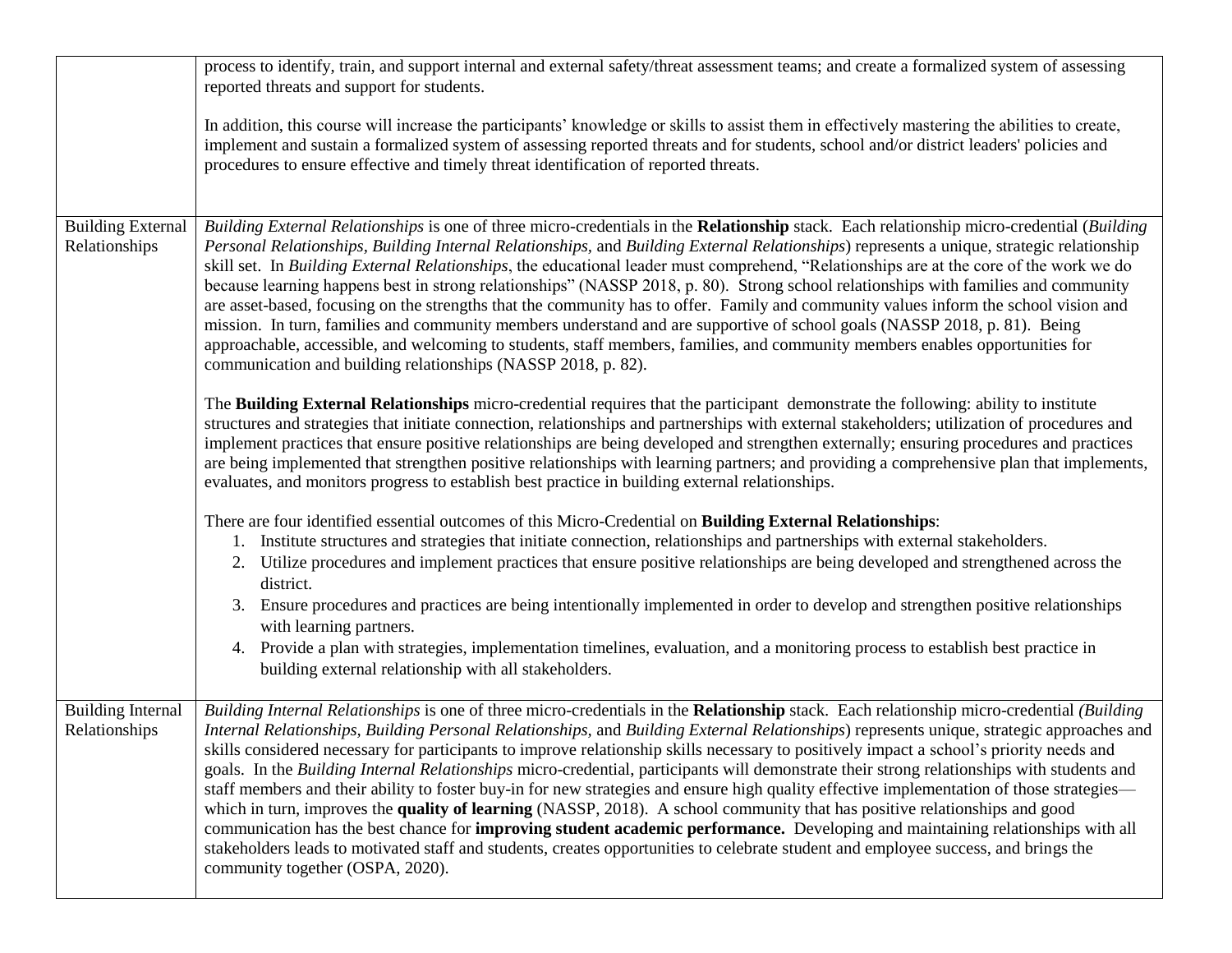| | |
|---|---|
| | process to identify, train, and support internal and external safety/threat assessment teams; and create a formalized system of assessing reported threats and support for students.<br><br>In addition, this course will increase the participants' knowledge or skills to assist them in effectively mastering the abilities to create, implement and sustain a formalized system of assessing reported threats and for students, school and/or district leaders' policies and procedures to ensure effective and timely threat identification of reported threats. |
| Building External Relationships | *Building External Relationships* is one of three micro-credentials in the **Relationship** stack. Each relationship micro-credential (*Building Personal Relationships, Building Internal Relationships,* and *Building External Relationships*) represents a unique, strategic relationship skill set. In *Building External Relationships*, the educational leader must comprehend, "Relationships are at the core of the work we do because learning happens best in strong relationships" (NASSP 2018, p. 80). Strong school relationships with families and community are asset-based, focusing on the strengths that the community has to offer. Family and community values inform the school vision and mission. In turn, families and community members understand and are supportive of school goals (NASSP 2018, p. 81). Being approachable, accessible, and welcoming to students, staff members, families, and community members enables opportunities for communication and building relationships (NASSP 2018, p. 82).<br><br>The **Building External Relationships** micro-credential requires that the participant demonstrate the following: ability to institute structures and strategies that initiate connection, relationships and partnerships with external stakeholders; utilization of procedures and implement practices that ensure positive relationships are being developed and strengthen externally; ensuring procedures and practices are being implemented that strengthen positive relationships with learning partners; and providing a comprehensive plan that implements, evaluates, and monitors progress to establish best practice in building external relationships.<br><br>There are four identified essential outcomes of this Micro-Credential on **Building External Relationships**:<br>1. Institute structures and strategies that initiate connection, relationships and partnerships with external stakeholders.<br>2. Utilize procedures and implement practices that ensure positive relationships are being developed and strengthened across the district.<br>3. Ensure procedures and practices are being intentionally implemented in order to develop and strengthen positive relationships with learning partners.<br>4. Provide a plan with strategies, implementation timelines, evaluation, and a monitoring process to establish best practice in building external relationship with all stakeholders. |
| Building Internal Relationships | *Building Internal Relationships* is one of three micro-credentials in the **Relationship** stack. Each relationship micro-credential *(Building Internal Relationships, Building Personal Relationships,* and *Building External Relationships*) represents unique, strategic approaches and skills considered necessary for participants to improve relationship skills necessary to positively impact a school's priority needs and goals. In the *Building Internal Relationships* micro-credential, participants will demonstrate their strong relationships with students and staff members and their ability to foster buy-in for new strategies and ensure high quality effective implementation of those strategies—which in turn, improves the **quality of learning** (NASSP, 2018). A school community that has positive relationships and good communication has the best chance for **improving student academic performance.** Developing and maintaining relationships with all stakeholders leads to motivated staff and students, creates opportunities to celebrate student and employee success, and brings the community together (OSPA, 2020). |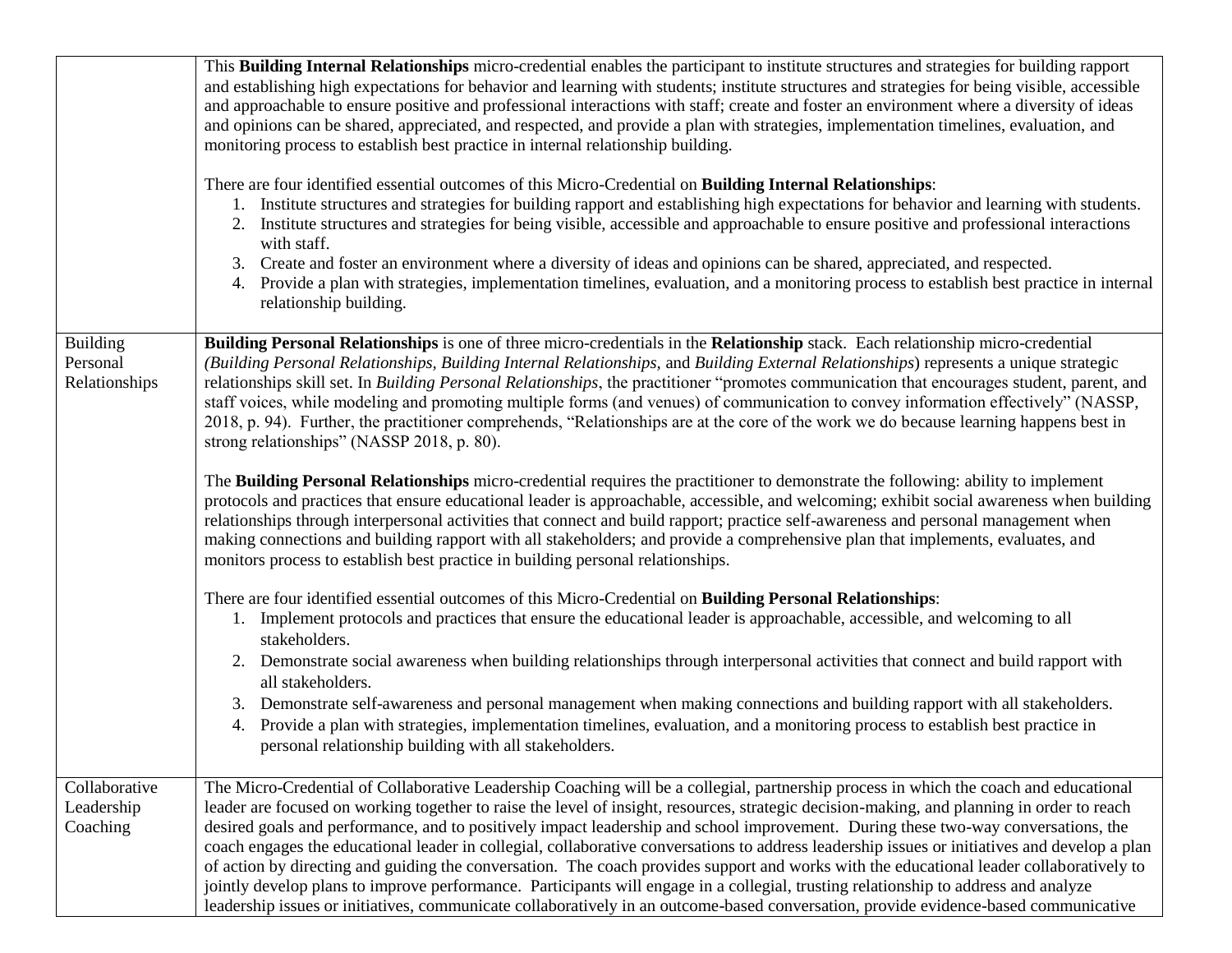| | |
|---|---|
| | This **Building Internal Relationships** micro-credential enables the participant to institute structures and strategies for building rapport and establishing high expectations for behavior and learning with students; institute structures and strategies for being visible, accessible and approachable to ensure positive and professional interactions with staff; create and foster an environment where a diversity of ideas and opinions can be shared, appreciated, and respected, and provide a plan with strategies, implementation timelines, evaluation, and monitoring process to establish best practice in internal relationship building.<br><br>There are four identified essential outcomes of this Micro-Credential on **Building Internal Relationships**:<br>1. Institute structures and strategies for building rapport and establishing high expectations for behavior and learning with students.<br>2. Institute structures and strategies for being visible, accessible and approachable to ensure positive and professional interactions with staff.<br>3. Create and foster an environment where a diversity of ideas and opinions can be shared, appreciated, and respected.<br>4. Provide a plan with strategies, implementation timelines, evaluation, and a monitoring process to establish best practice in internal relationship building. |
| Building Personal Relationships | **Building Personal Relationships** is one of three micro-credentials in the **Relationship** stack. Each relationship micro-credential *(Building Personal Relationships, Building Internal Relationships,* and *Building External Relationships*) represents a unique strategic relationships skill set. In *Building Personal Relationships*, the practitioner "promotes communication that encourages student, parent, and staff voices, while modeling and promoting multiple forms (and venues) of communication to convey information effectively" (NASSP, 2018, p. 94). Further, the practitioner comprehends, "Relationships are at the core of the work we do because learning happens best in strong relationships" (NASSP 2018, p. 80).<br><br>The **Building Personal Relationships** micro-credential requires the practitioner to demonstrate the following: ability to implement protocols and practices that ensure educational leader is approachable, accessible, and welcoming; exhibit social awareness when building relationships through interpersonal activities that connect and build rapport; practice self-awareness and personal management when making connections and building rapport with all stakeholders; and provide a comprehensive plan that implements, evaluates, and monitors process to establish best practice in building personal relationships.<br><br>There are four identified essential outcomes of this Micro-Credential on **Building Personal Relationships**:<br>1. Implement protocols and practices that ensure the educational leader is approachable, accessible, and welcoming to all stakeholders.<br>2. Demonstrate social awareness when building relationships through interpersonal activities that connect and build rapport with all stakeholders.<br>3. Demonstrate self-awareness and personal management when making connections and building rapport with all stakeholders.<br>4. Provide a plan with strategies, implementation timelines, evaluation, and a monitoring process to establish best practice in personal relationship building with all stakeholders. |
| Collaborative Leadership Coaching | The Micro-Credential of Collaborative Leadership Coaching will be a collegial, partnership process in which the coach and educational leader are focused on working together to raise the level of insight, resources, strategic decision-making, and planning in order to reach desired goals and performance, and to positively impact leadership and school improvement. During these two-way conversations, the coach engages the educational leader in collegial, collaborative conversations to address leadership issues or initiatives and develop a plan of action by directing and guiding the conversation. The coach provides support and works with the educational leader collaboratively to jointly develop plans to improve performance. Participants will engage in a collegial, trusting relationship to address and analyze leadership issues or initiatives, communicate collaboratively in an outcome-based conversation, provide evidence-based communicative |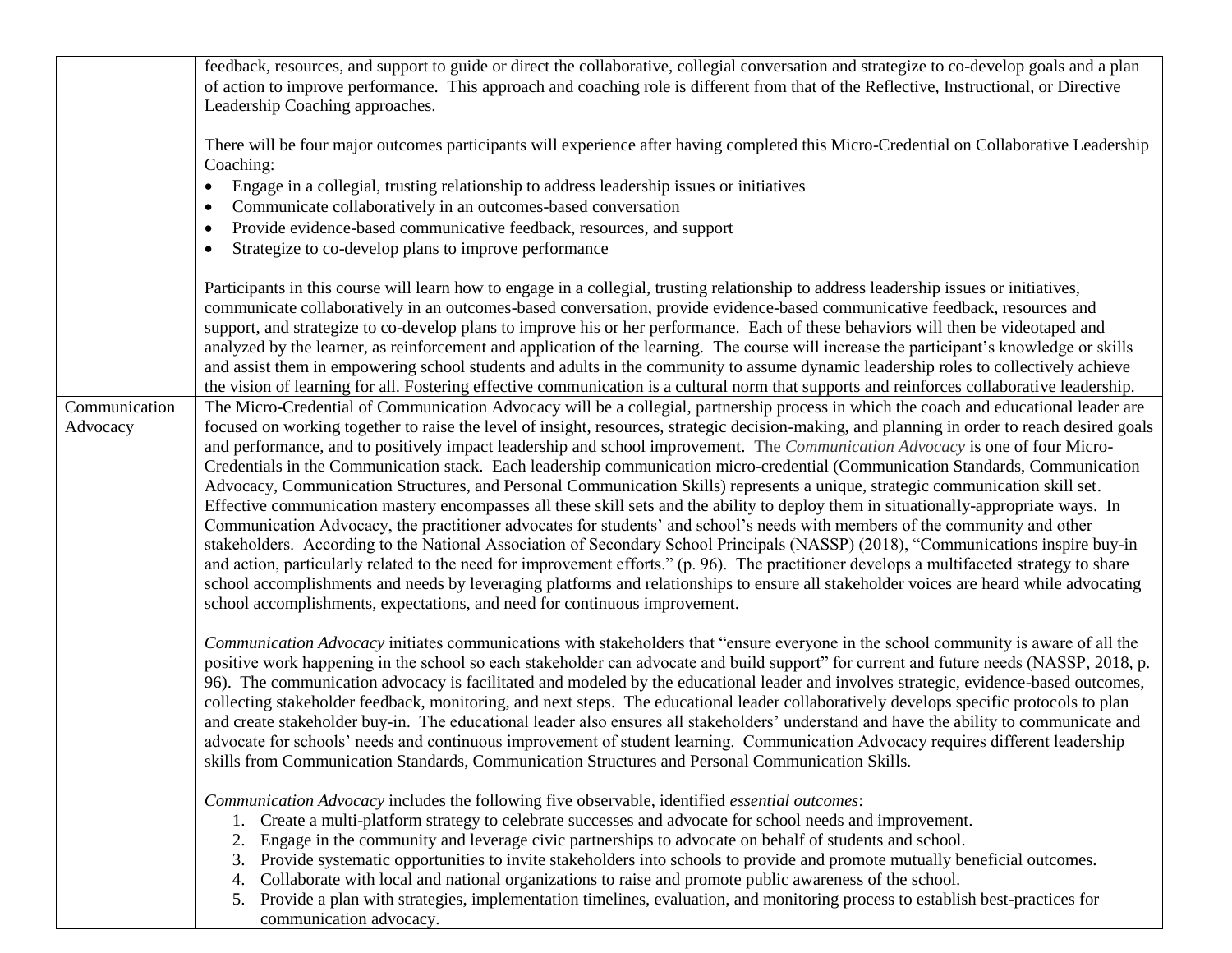| | |
|---|---|
| | feedback, resources, and support to guide or direct the collaborative, collegial conversation and strategize to co-develop goals and a plan of action to improve performance. This approach and coaching role is different from that of the Reflective, Instructional, or Directive Leadership Coaching approaches.<br><br>There will be four major outcomes participants will experience after having completed this Micro-Credential on Collaborative Leadership Coaching:<br>• Engage in a collegial, trusting relationship to address leadership issues or initiatives<br>• Communicate collaboratively in an outcomes-based conversation<br>• Provide evidence-based communicative feedback, resources, and support<br>• Strategize to co-develop plans to improve performance<br><br>Participants in this course will learn how to engage in a collegial, trusting relationship to address leadership issues or initiatives, communicate collaboratively in an outcomes-based conversation, provide evidence-based communicative feedback, resources and support, and strategize to co-develop plans to improve his or her performance. Each of these behaviors will then be videotaped and analyzed by the learner, as reinforcement and application of the learning. The course will increase the participant's knowledge or skills and assist them in empowering school students and adults in the community to assume dynamic leadership roles to collectively achieve the vision of learning for all. Fostering effective communication is a cultural norm that supports and reinforces collaborative leadership. |
| Communication Advocacy | The Micro-Credential of Communication Advocacy will be a collegial, partnership process in which the coach and educational leader are focused on working together to raise the level of insight, resources, strategic decision-making, and planning in order to reach desired goals and performance, and to positively impact leadership and school improvement. The *Communication Advocacy* is one of four Micro-Credentials in the Communication stack. Each leadership communication micro-credential (Communication Standards, Communication Advocacy, Communication Structures, and Personal Communication Skills) represents a unique, strategic communication skill set. Effective communication mastery encompasses all these skill sets and the ability to deploy them in situationally-appropriate ways. In Communication Advocacy, the practitioner advocates for students' and school's needs with members of the community and other stakeholders. According to the National Association of Secondary School Principals (NASSP) (2018), "Communications inspire buy-in and action, particularly related to the need for improvement efforts." (p. 96). The practitioner develops a multifaceted strategy to share school accomplishments and needs by leveraging platforms and relationships to ensure all stakeholder voices are heard while advocating school accomplishments, expectations, and need for continuous improvement.<br><br>*Communication Advocacy* initiates communications with stakeholders that "ensure everyone in the school community is aware of all the positive work happening in the school so each stakeholder can advocate and build support" for current and future needs (NASSP, 2018, p. 96). The communication advocacy is facilitated and modeled by the educational leader and involves strategic, evidence-based outcomes, collecting stakeholder feedback, monitoring, and next steps. The educational leader collaboratively develops specific protocols to plan and create stakeholder buy-in. The educational leader also ensures all stakeholders' understand and have the ability to communicate and advocate for schools' needs and continuous improvement of student learning. Communication Advocacy requires different leadership skills from Communication Standards, Communication Structures and Personal Communication Skills.<br><br>*Communication Advocacy* includes the following five observable, identified *essential outcomes*:<br>1. Create a multi-platform strategy to celebrate successes and advocate for school needs and improvement.<br>2. Engage in the community and leverage civic partnerships to advocate on behalf of students and school.<br>3. Provide systematic opportunities to invite stakeholders into schools to provide and promote mutually beneficial outcomes.<br>4. Collaborate with local and national organizations to raise and promote public awareness of the school.<br>5. Provide a plan with strategies, implementation timelines, evaluation, and monitoring process to establish best-practices for communication advocacy. |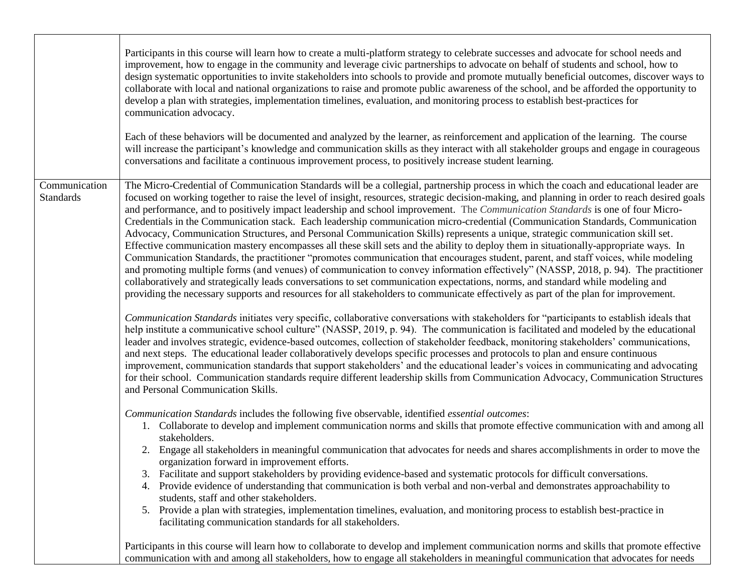| | |
|---|---|
| | Participants in this course will learn how to create a multi-platform strategy to celebrate successes and advocate for school needs and improvement, how to engage in the community and leverage civic partnerships to advocate on behalf of students and school, how to design systematic opportunities to invite stakeholders into schools to provide and promote mutually beneficial outcomes, discover ways to collaborate with local and national organizations to raise and promote public awareness of the school, and be afforded the opportunity to develop a plan with strategies, implementation timelines, evaluation, and monitoring process to establish best-practices for communication advocacy.<br><br>Each of these behaviors will be documented and analyzed by the learner, as reinforcement and application of the learning. The course will increase the participant's knowledge and communication skills as they interact with all stakeholder groups and engage in courageous conversations and facilitate a continuous improvement process, to positively increase student learning. |
| Communication Standards | The Micro-Credential of Communication Standards will be a collegial, partnership process in which the coach and educational leader are focused on working together to raise the level of insight, resources, strategic decision-making, and planning in order to reach desired goals and performance, and to positively impact leadership and school improvement. The *Communication Standards* is one of four Micro-Credentials in the Communication stack. Each leadership communication micro-credential (Communication Standards, Communication Advocacy, Communication Structures, and Personal Communication Skills) represents a unique, strategic communication skill set. Effective communication mastery encompasses all these skill sets and the ability to deploy them in situationally-appropriate ways. In Communication Standards, the practitioner "promotes communication that encourages student, parent, and staff voices, while modeling and promoting multiple forms (and venues) of communication to convey information effectively" (NASSP, 2018, p. 94). The practitioner collaboratively and strategically leads conversations to set communication expectations, norms, and standard while modeling and providing the necessary supports and resources for all stakeholders to communicate effectively as part of the plan for improvement.<br><br>*Communication Standards* initiates very specific, collaborative conversations with stakeholders for "participants to establish ideals that help institute a communicative school culture" (NASSP, 2019, p. 94). The communication is facilitated and modeled by the educational leader and involves strategic, evidence-based outcomes, collection of stakeholder feedback, monitoring stakeholders' communications, and next steps. The educational leader collaboratively develops specific processes and protocols to plan and ensure continuous improvement, communication standards that support stakeholders' and the educational leader's voices in communicating and advocating for their school. Communication standards require different leadership skills from Communication Advocacy, Communication Structures and Personal Communication Skills.<br><br>*Communication Standards* includes the following five observable, identified *essential outcomes*:<br>1. Collaborate to develop and implement communication norms and skills that promote effective communication with and among all stakeholders.<br>2. Engage all stakeholders in meaningful communication that advocates for needs and shares accomplishments in order to move the organization forward in improvement efforts.<br>3. Facilitate and support stakeholders by providing evidence-based and systematic protocols for difficult conversations.<br>4. Provide evidence of understanding that communication is both verbal and non-verbal and demonstrates approachability to students, staff and other stakeholders.<br>5. Provide a plan with strategies, implementation timelines, evaluation, and monitoring process to establish best-practice in facilitating communication standards for all stakeholders.<br><br>Participants in this course will learn how to collaborate to develop and implement communication norms and skills that promote effective communication with and among all stakeholders, how to engage all stakeholders in meaningful communication that advocates for needs |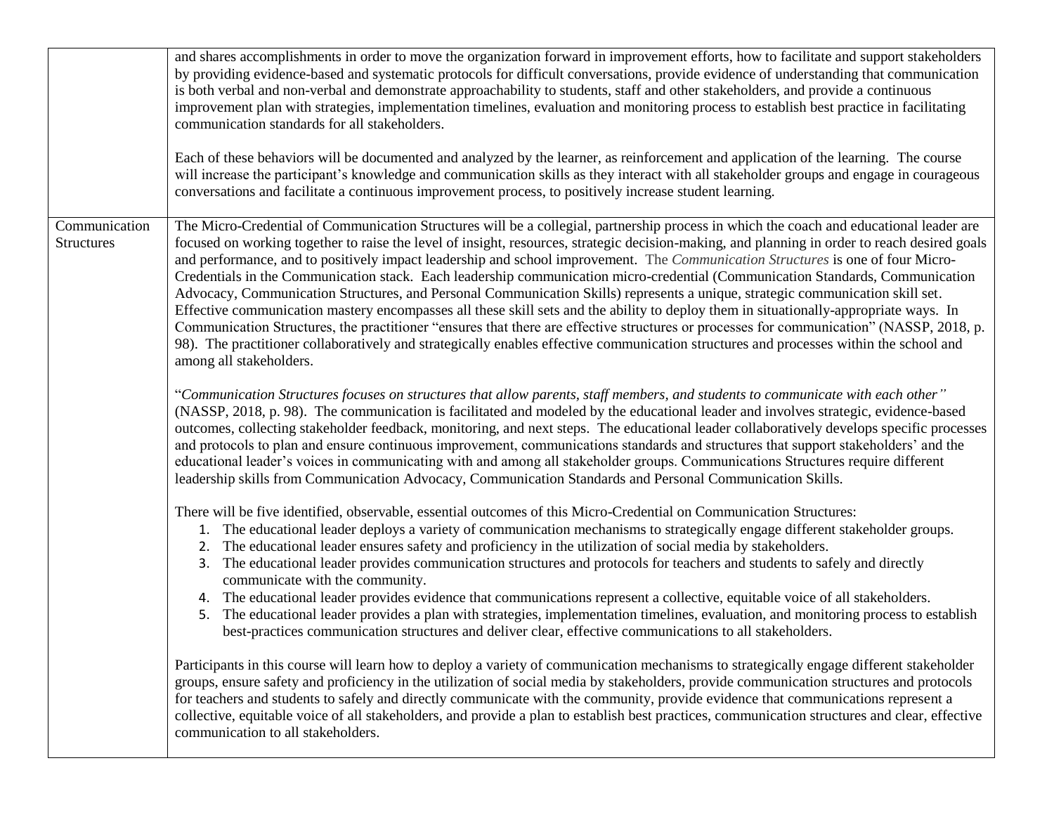| | |
|---|---|
| | and shares accomplishments in order to move the organization forward in improvement efforts, how to facilitate and support stakeholders by providing evidence-based and systematic protocols for difficult conversations, provide evidence of understanding that communication is both verbal and non-verbal and demonstrate approachability to students, staff and other stakeholders, and provide a continuous improvement plan with strategies, implementation timelines, evaluation and monitoring process to establish best practice in facilitating communication standards for all stakeholders.<br><br>Each of these behaviors will be documented and analyzed by the learner, as reinforcement and application of the learning. The course will increase the participant's knowledge and communication skills as they interact with all stakeholder groups and engage in courageous conversations and facilitate a continuous improvement process, to positively increase student learning. |
| Communication Structures | The Micro-Credential of Communication Structures will be a collegial, partnership process in which the coach and educational leader are focused on working together to raise the level of insight, resources, strategic decision-making, and planning in order to reach desired goals and performance, and to positively impact leadership and school improvement. The *Communication Structures* is one of four Micro-Credentials in the Communication stack. Each leadership communication micro-credential (Communication Standards, Communication Advocacy, Communication Structures, and Personal Communication Skills) represents a unique, strategic communication skill set. Effective communication mastery encompasses all these skill sets and the ability to deploy them in situationally-appropriate ways. In Communication Structures, the practitioner "ensures that there are effective structures or processes for communication" (NASSP, 2018, p. 98). The practitioner collaboratively and strategically enables effective communication structures and processes within the school and among all stakeholders.<br><br>"*Communication Structures focuses on structures that allow parents, staff members, and students to communicate with each other"* (NASSP, 2018, p. 98). The communication is facilitated and modeled by the educational leader and involves strategic, evidence-based outcomes, collecting stakeholder feedback, monitoring, and next steps. The educational leader collaboratively develops specific processes and protocols to plan and ensure continuous improvement, communications standards and structures that support stakeholders' and the educational leader's voices in communicating with and among all stakeholder groups. Communications Structures require different leadership skills from Communication Advocacy, Communication Standards and Personal Communication Skills.<br><br>There will be five identified, observable, essential outcomes of this Micro-Credential on Communication Structures:<br>1. The educational leader deploys a variety of communication mechanisms to strategically engage different stakeholder groups.<br>2. The educational leader ensures safety and proficiency in the utilization of social media by stakeholders.<br>3. The educational leader provides communication structures and protocols for teachers and students to safely and directly communicate with the community.<br>4. The educational leader provides evidence that communications represent a collective, equitable voice of all stakeholders.<br>5. The educational leader provides a plan with strategies, implementation timelines, evaluation, and monitoring process to establish best-practices communication structures and deliver clear, effective communications to all stakeholders.<br><br>Participants in this course will learn how to deploy a variety of communication mechanisms to strategically engage different stakeholder groups, ensure safety and proficiency in the utilization of social media by stakeholders, provide communication structures and protocols for teachers and students to safely and directly communicate with the community, provide evidence that communications represent a collective, equitable voice of all stakeholders, and provide a plan to establish best practices, communication structures and clear, effective communication to all stakeholders. |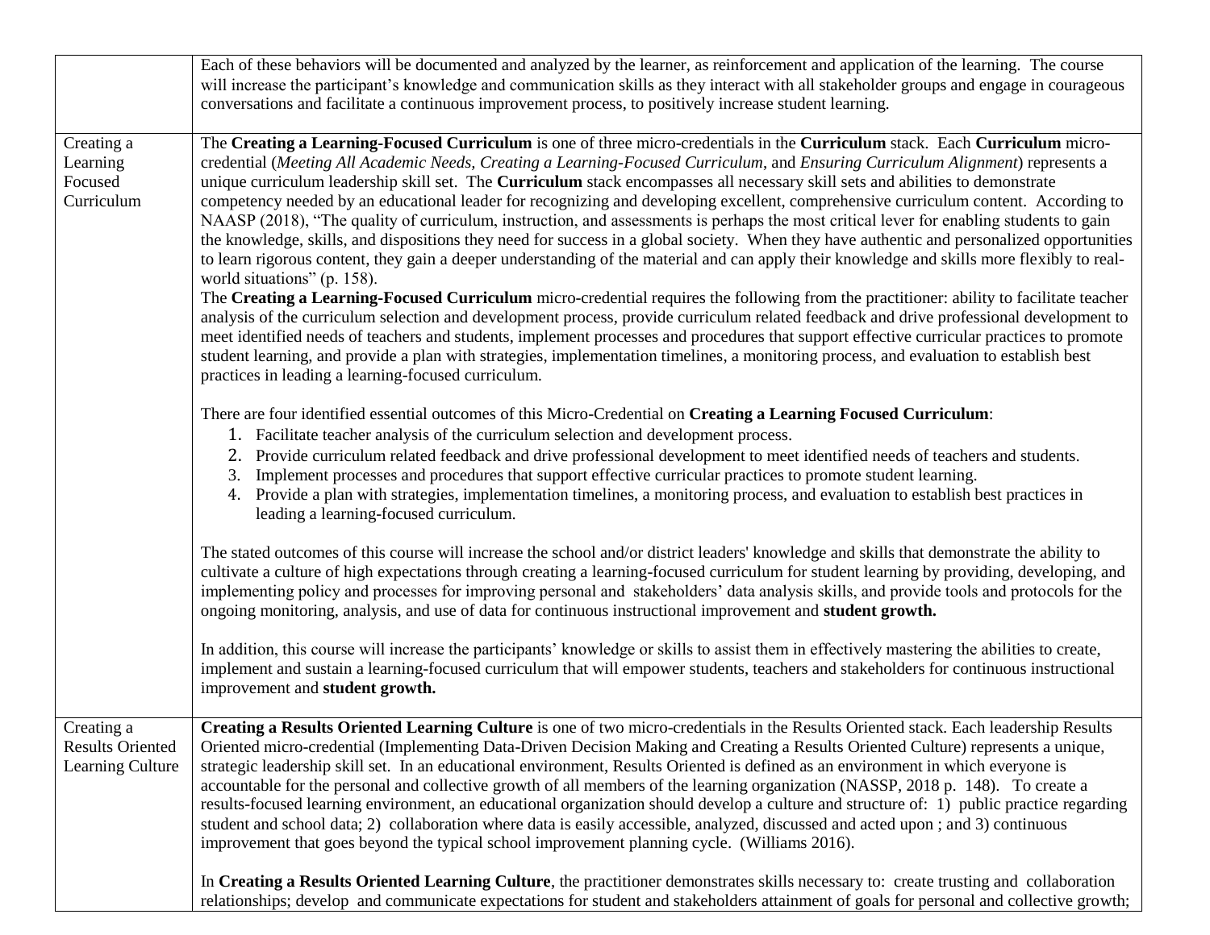| | |
|---|---|
| | Each of these behaviors will be documented and analyzed by the learner, as reinforcement and application of the learning. The course will increase the participant's knowledge and communication skills as they interact with all stakeholder groups and engage in courageous conversations and facilitate a continuous improvement process, to positively increase student learning. |
| Creating a Learning Focused Curriculum | The **Creating a Learning-Focused Curriculum** is one of three micro-credentials in the **Curriculum** stack. Each **Curriculum** micro-credential (*Meeting All Academic Needs*, *Creating a Learning-Focused Curriculum*, and *Ensuring Curriculum Alignment*) represents a unique curriculum leadership skill set. The **Curriculum** stack encompasses all necessary skill sets and abilities to demonstrate competency needed by an educational leader for recognizing and developing excellent, comprehensive curriculum content. According to NAASP (2018), "The quality of curriculum, instruction, and assessments is perhaps the most critical lever for enabling students to gain the knowledge, skills, and dispositions they need for success in a global society. When they have authentic and personalized opportunities to learn rigorous content, they gain a deeper understanding of the material and can apply their knowledge and skills more flexibly to real-world situations" (p. 158).<br>The **Creating a Learning-Focused Curriculum** micro-credential requires the following from the practitioner: ability to facilitate teacher analysis of the curriculum selection and development process, provide curriculum related feedback and drive professional development to meet identified needs of teachers and students, implement processes and procedures that support effective curricular practices to promote student learning, and provide a plan with strategies, implementation timelines, a monitoring process, and evaluation to establish best practices in leading a learning-focused curriculum.<br><br>There are four identified essential outcomes of this Micro-Credential on **Creating a Learning Focused Curriculum**:<br>1. Facilitate teacher analysis of the curriculum selection and development process.<br>2. Provide curriculum related feedback and drive professional development to meet identified needs of teachers and students.<br>3. Implement processes and procedures that support effective curricular practices to promote student learning.<br>4. Provide a plan with strategies, implementation timelines, a monitoring process, and evaluation to establish best practices in leading a learning-focused curriculum.<br><br>The stated outcomes of this course will increase the school and/or district leaders' knowledge and skills that demonstrate the ability to cultivate a culture of high expectations through creating a learning-focused curriculum for student learning by providing, developing, and implementing policy and processes for improving personal and stakeholders' data analysis skills, and provide tools and protocols for the ongoing monitoring, analysis, and use of data for continuous instructional improvement and **student growth.**<br><br>In addition, this course will increase the participants' knowledge or skills to assist them in effectively mastering the abilities to create, implement and sustain a learning-focused curriculum that will empower students, teachers and stakeholders for continuous instructional improvement and **student growth.** |
| Creating a Results Oriented Learning Culture | **Creating a Results Oriented Learning Culture** is one of two micro-credentials in the Results Oriented stack. Each leadership Results Oriented micro-credential (Implementing Data-Driven Decision Making and Creating a Results Oriented Culture) represents a unique, strategic leadership skill set. In an educational environment, Results Oriented is defined as an environment in which everyone is accountable for the personal and collective growth of all members of the learning organization (NASSP, 2018 p. 148). To create a results-focused learning environment, an educational organization should develop a culture and structure of: 1) public practice regarding student and school data; 2) collaboration where data is easily accessible, analyzed, discussed and acted upon ; and 3) continuous improvement that goes beyond the typical school improvement planning cycle. (Williams 2016).<br><br>In **Creating a Results Oriented Learning Culture**, the practitioner demonstrates skills necessary to: create trusting and collaboration relationships; develop and communicate expectations for student and stakeholders attainment of goals for personal and collective growth; |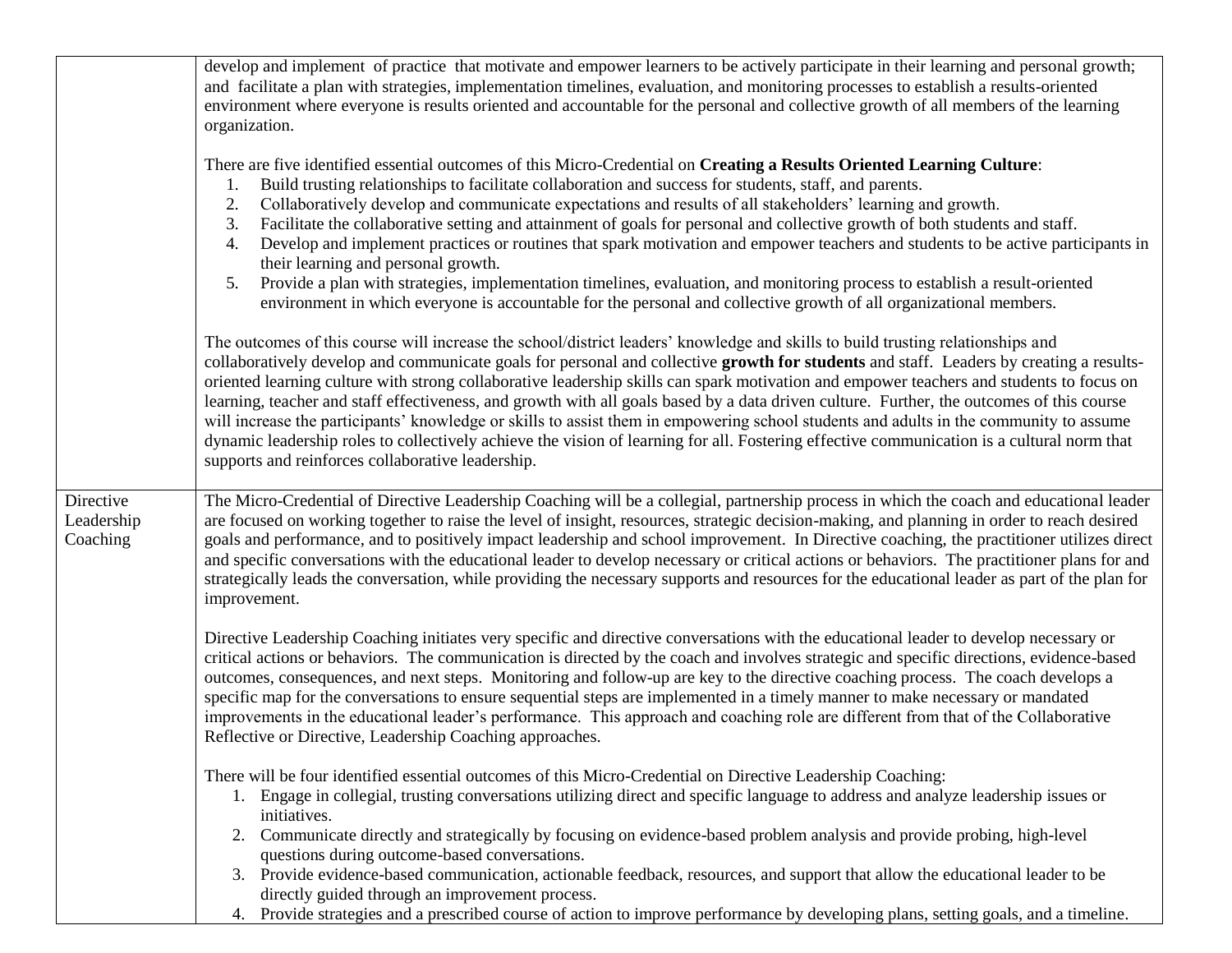| | |
|---|---|
| | develop and implement of practice that motivate and empower learners to be actively participate in their learning and personal growth; and facilitate a plan with strategies, implementation timelines, evaluation, and monitoring processes to establish a results-oriented environment where everyone is results oriented and accountable for the personal and collective growth of all members of the learning organization.<br><br>There are five identified essential outcomes of this Micro-Credential on **Creating a Results Oriented Learning Culture**:<br>1. Build trusting relationships to facilitate collaboration and success for students, staff, and parents.<br>2. Collaboratively develop and communicate expectations and results of all stakeholders' learning and growth.<br>3. Facilitate the collaborative setting and attainment of goals for personal and collective growth of both students and staff.<br>4. Develop and implement practices or routines that spark motivation and empower teachers and students to be active participants in their learning and personal growth.<br>5. Provide a plan with strategies, implementation timelines, evaluation, and monitoring process to establish a result-oriented environment in which everyone is accountable for the personal and collective growth of all organizational members.<br><br>The outcomes of this course will increase the school/district leaders' knowledge and skills to build trusting relationships and collaboratively develop and communicate goals for personal and collective **growth for students** and staff. Leaders by creating a results-oriented learning culture with strong collaborative leadership skills can spark motivation and empower teachers and students to focus on learning, teacher and staff effectiveness, and growth with all goals based by a data driven culture. Further, the outcomes of this course will increase the participants' knowledge or skills to assist them in empowering school students and adults in the community to assume dynamic leadership roles to collectively achieve the vision of learning for all. Fostering effective communication is a cultural norm that supports and reinforces collaborative leadership. |
| Directive Leadership Coaching | The Micro-Credential of Directive Leadership Coaching will be a collegial, partnership process in which the coach and educational leader are focused on working together to raise the level of insight, resources, strategic decision-making, and planning in order to reach desired goals and performance, and to positively impact leadership and school improvement. In Directive coaching, the practitioner utilizes direct and specific conversations with the educational leader to develop necessary or critical actions or behaviors. The practitioner plans for and strategically leads the conversation, while providing the necessary supports and resources for the educational leader as part of the plan for improvement.<br><br>Directive Leadership Coaching initiates very specific and directive conversations with the educational leader to develop necessary or critical actions or behaviors. The communication is directed by the coach and involves strategic and specific directions, evidence-based outcomes, consequences, and next steps. Monitoring and follow-up are key to the directive coaching process. The coach develops a specific map for the conversations to ensure sequential steps are implemented in a timely manner to make necessary or mandated improvements in the educational leader's performance. This approach and coaching role are different from that of the Collaborative Reflective or Directive, Leadership Coaching approaches.<br><br>There will be four identified essential outcomes of this Micro-Credential on Directive Leadership Coaching:<br>1. Engage in collegial, trusting conversations utilizing direct and specific language to address and analyze leadership issues or initiatives.<br>2. Communicate directly and strategically by focusing on evidence-based problem analysis and provide probing, high-level questions during outcome-based conversations.<br>3. Provide evidence-based communication, actionable feedback, resources, and support that allow the educational leader to be directly guided through an improvement process.<br>4. Provide strategies and a prescribed course of action to improve performance by developing plans, setting goals, and a timeline. |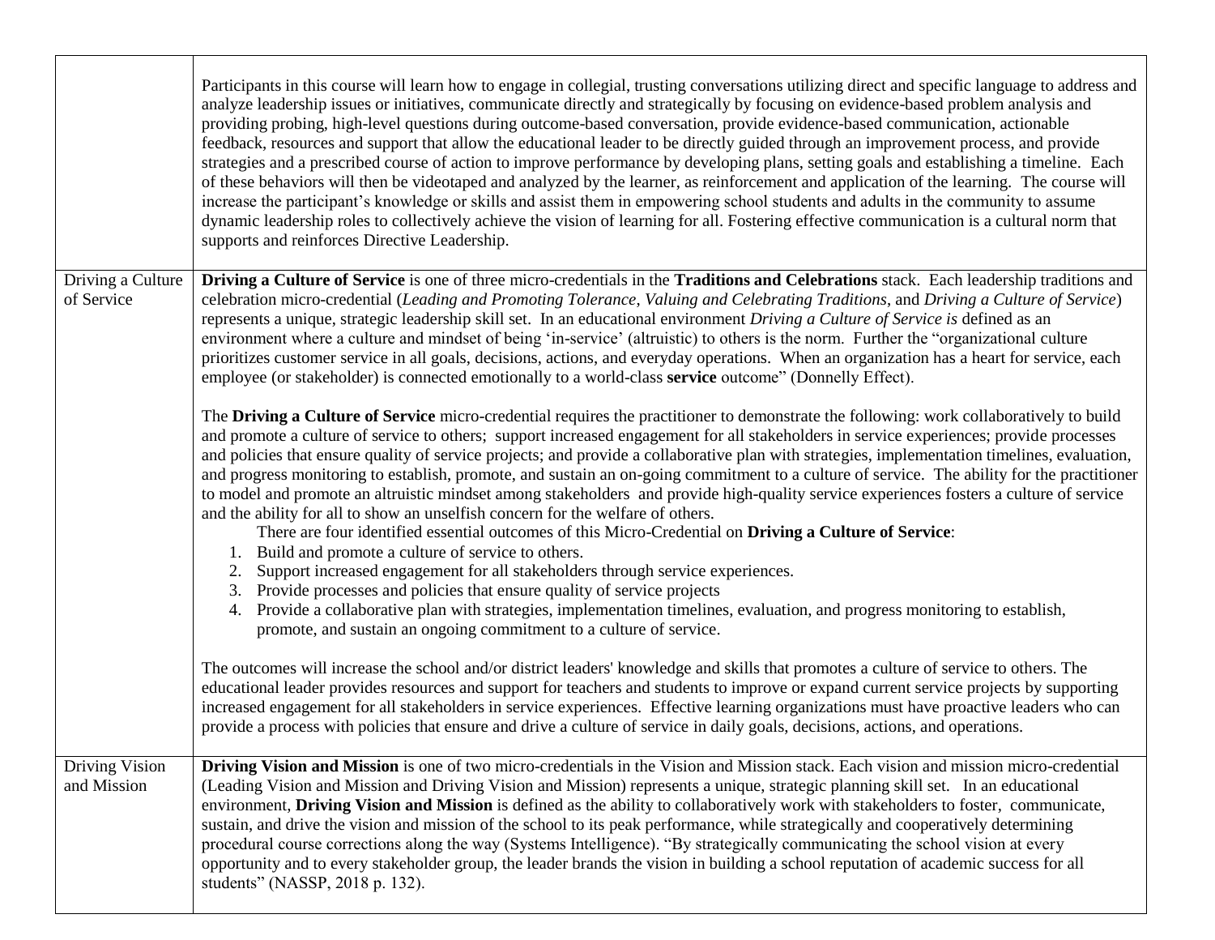| | |
|---|---|
| | Participants in this course will learn how to engage in collegial, trusting conversations utilizing direct and specific language to address and analyze leadership issues or initiatives, communicate directly and strategically by focusing on evidence-based problem analysis and providing probing, high-level questions during outcome-based conversation, provide evidence-based communication, actionable feedback, resources and support that allow the educational leader to be directly guided through an improvement process, and provide strategies and a prescribed course of action to improve performance by developing plans, setting goals and establishing a timeline. Each of these behaviors will then be videotaped and analyzed by the learner, as reinforcement and application of the learning. The course will increase the participant's knowledge or skills and assist them in empowering school students and adults in the community to assume dynamic leadership roles to collectively achieve the vision of learning for all. Fostering effective communication is a cultural norm that supports and reinforces Directive Leadership. |
| Driving a Culture of Service | **Driving a Culture of Service** is one of three micro-credentials in the **Traditions and Celebrations** stack. Each leadership traditions and celebration micro-credential (*Leading and Promoting Tolerance*, *Valuing and Celebrating Traditions*, and *Driving a Culture of Service*) represents a unique, strategic leadership skill set. In an educational environment *Driving a Culture of Service is* defined as an environment where a culture and mindset of being 'in-service' (altruistic) to others is the norm. Further the "organizational culture prioritizes customer service in all goals, decisions, actions, and everyday operations. When an organization has a heart for service, each employee (or stakeholder) is connected emotionally to a world-class **service** outcome" (Donnelly Effect).<br><br>The **Driving a Culture of Service** micro-credential requires the practitioner to demonstrate the following: work collaboratively to build and promote a culture of service to others; support increased engagement for all stakeholders in service experiences; provide processes and policies that ensure quality of service projects; and provide a collaborative plan with strategies, implementation timelines, evaluation, and progress monitoring to establish, promote, and sustain an on-going commitment to a culture of service. The ability for the practitioner to model and promote an altruistic mindset among stakeholders and provide high-quality service experiences fosters a culture of service and the ability for all to show an unselfish concern for the welfare of others.<br>There are four identified essential outcomes of this Micro-Credential on **Driving a Culture of Service**:<br>1. Build and promote a culture of service to others.<br>2. Support increased engagement for all stakeholders through service experiences.<br>3. Provide processes and policies that ensure quality of service projects<br>4. Provide a collaborative plan with strategies, implementation timelines, evaluation, and progress monitoring to establish, promote, and sustain an ongoing commitment to a culture of service.<br><br>The outcomes will increase the school and/or district leaders' knowledge and skills that promotes a culture of service to others. The educational leader provides resources and support for teachers and students to improve or expand current service projects by supporting increased engagement for all stakeholders in service experiences. Effective learning organizations must have proactive leaders who can provide a process with policies that ensure and drive a culture of service in daily goals, decisions, actions, and operations. |
| Driving Vision and Mission | **Driving Vision and Mission** is one of two micro-credentials in the Vision and Mission stack. Each vision and mission micro-credential (Leading Vision and Mission and Driving Vision and Mission) represents a unique, strategic planning skill set. In an educational environment, **Driving Vision and Mission** is defined as the ability to collaboratively work with stakeholders to foster, communicate, sustain, and drive the vision and mission of the school to its peak performance, while strategically and cooperatively determining procedural course corrections along the way (Systems Intelligence). "By strategically communicating the school vision at every opportunity and to every stakeholder group, the leader brands the vision in building a school reputation of academic success for all students" (NASSP, 2018 p. 132). |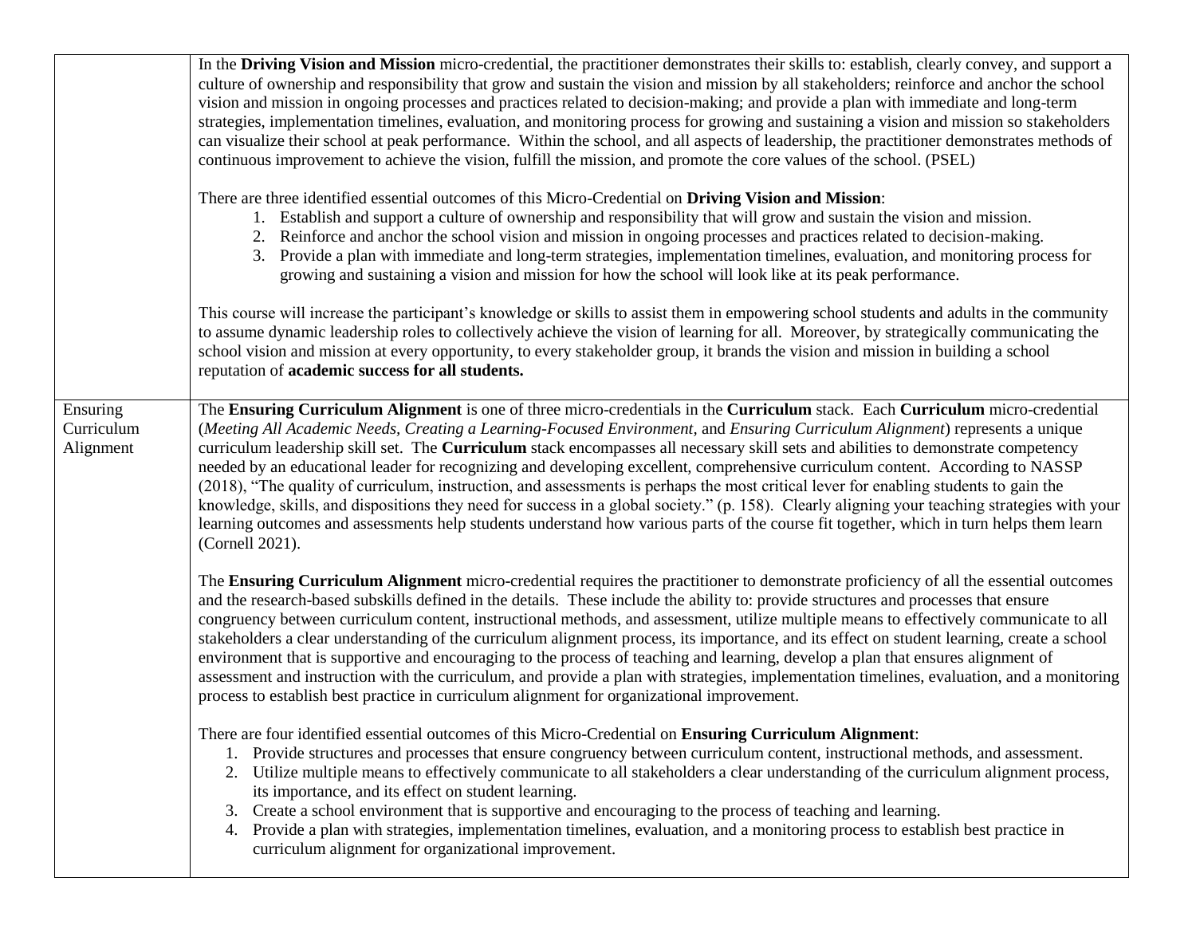| | |
|---|---|
| | In the **Driving Vision and Mission** micro-credential, the practitioner demonstrates their skills to: establish, clearly convey, and support a culture of ownership and responsibility that grow and sustain the vision and mission by all stakeholders; reinforce and anchor the school vision and mission in ongoing processes and practices related to decision-making; and provide a plan with immediate and long-term strategies, implementation timelines, evaluation, and monitoring process for growing and sustaining a vision and mission so stakeholders can visualize their school at peak performance. Within the school, and all aspects of leadership, the practitioner demonstrates methods of continuous improvement to achieve the vision, fulfill the mission, and promote the core values of the school. (PSEL)<br><br>There are three identified essential outcomes of this Micro-Credential on **Driving Vision and Mission**:<br>1. Establish and support a culture of ownership and responsibility that will grow and sustain the vision and mission.<br>2. Reinforce and anchor the school vision and mission in ongoing processes and practices related to decision-making.<br>3. Provide a plan with immediate and long-term strategies, implementation timelines, evaluation, and monitoring process for growing and sustaining a vision and mission for how the school will look like at its peak performance.<br><br>This course will increase the participant's knowledge or skills to assist them in empowering school students and adults in the community to assume dynamic leadership roles to collectively achieve the vision of learning for all. Moreover, by strategically communicating the school vision and mission at every opportunity, to every stakeholder group, it brands the vision and mission in building a school reputation of **academic success for all students.** |
| Ensuring Curriculum Alignment | The **Ensuring Curriculum Alignment** is one of three micro-credentials in the **Curriculum** stack. Each **Curriculum** micro-credential (*Meeting All Academic Needs, Creating a Learning-Focused Environment*, and *Ensuring Curriculum Alignment*) represents a unique curriculum leadership skill set. The **Curriculum** stack encompasses all necessary skill sets and abilities to demonstrate competency needed by an educational leader for recognizing and developing excellent, comprehensive curriculum content. According to NASSP (2018), "The quality of curriculum, instruction, and assessments is perhaps the most critical lever for enabling students to gain the knowledge, skills, and dispositions they need for success in a global society." (p. 158). Clearly aligning your teaching strategies with your learning outcomes and assessments help students understand how various parts of the course fit together, which in turn helps them learn (Cornell 2021).<br><br>The **Ensuring Curriculum Alignment** micro-credential requires the practitioner to demonstrate proficiency of all the essential outcomes and the research-based subskills defined in the details. These include the ability to: provide structures and processes that ensure congruency between curriculum content, instructional methods, and assessment, utilize multiple means to effectively communicate to all stakeholders a clear understanding of the curriculum alignment process, its importance, and its effect on student learning, create a school environment that is supportive and encouraging to the process of teaching and learning, develop a plan that ensures alignment of assessment and instruction with the curriculum, and provide a plan with strategies, implementation timelines, evaluation, and a monitoring process to establish best practice in curriculum alignment for organizational improvement.<br><br>There are four identified essential outcomes of this Micro-Credential on **Ensuring Curriculum Alignment**:<br>1. Provide structures and processes that ensure congruency between curriculum content, instructional methods, and assessment.<br>2. Utilize multiple means to effectively communicate to all stakeholders a clear understanding of the curriculum alignment process, its importance, and its effect on student learning.<br>3. Create a school environment that is supportive and encouraging to the process of teaching and learning.<br>4. Provide a plan with strategies, implementation timelines, evaluation, and a monitoring process to establish best practice in curriculum alignment for organizational improvement. |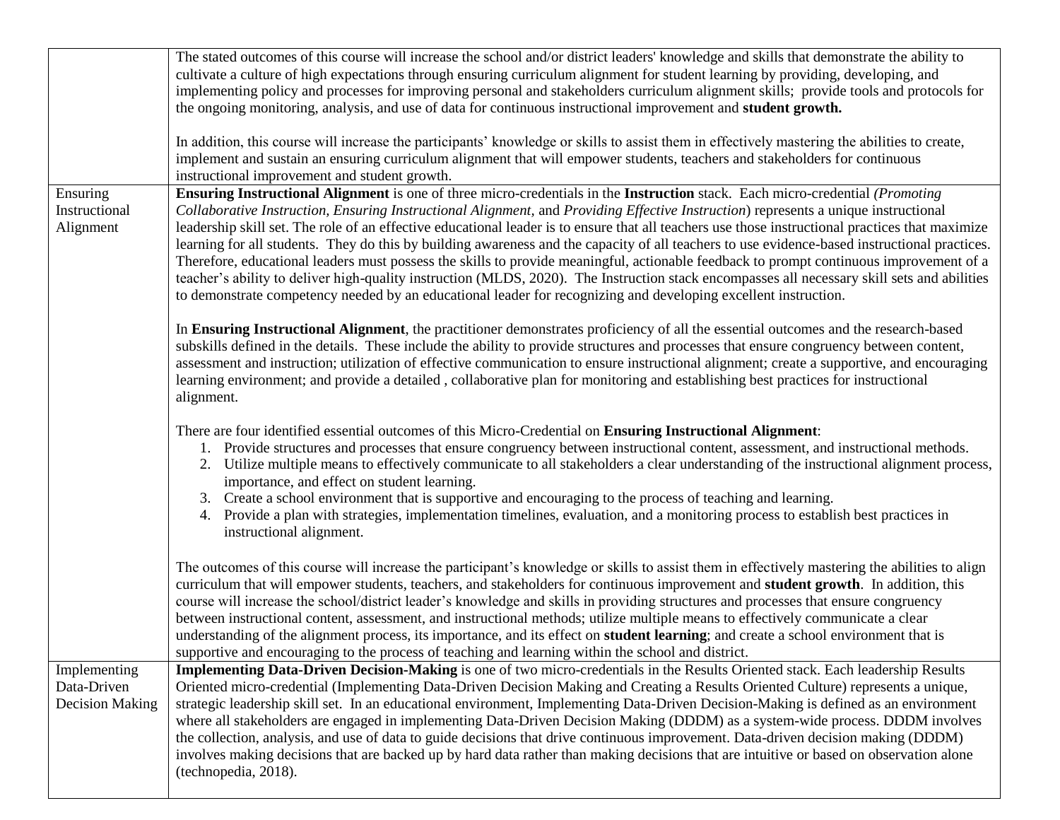| | |
|---|---|
| | The stated outcomes of this course will increase the school and/or district leaders' knowledge and skills that demonstrate the ability to cultivate a culture of high expectations through ensuring curriculum alignment for student learning by providing, developing, and implementing policy and processes for improving personal and stakeholders curriculum alignment skills; provide tools and protocols for the ongoing monitoring, analysis, and use of data for continuous instructional improvement and **student growth.**<br><br>In addition, this course will increase the participants' knowledge or skills to assist them in effectively mastering the abilities to create, implement and sustain an ensuring curriculum alignment that will empower students, teachers and stakeholders for continuous instructional improvement and student growth. |
| Ensuring Instructional Alignment | **Ensuring Instructional Alignment** is one of three micro-credentials in the **Instruction** stack. Each micro-credential *(Promoting Collaborative Instruction, Ensuring Instructional Alignment,* and *Providing Effective Instruction*) represents a unique instructional leadership skill set. The role of an effective educational leader is to ensure that all teachers use those instructional practices that maximize learning for all students. They do this by building awareness and the capacity of all teachers to use evidence-based instructional practices. Therefore, educational leaders must possess the skills to provide meaningful, actionable feedback to prompt continuous improvement of a teacher's ability to deliver high-quality instruction (MLDS, 2020). The Instruction stack encompasses all necessary skill sets and abilities to demonstrate competency needed by an educational leader for recognizing and developing excellent instruction.<br><br>In **Ensuring Instructional Alignment**, the practitioner demonstrates proficiency of all the essential outcomes and the research-based subskills defined in the details. These include the ability to provide structures and processes that ensure congruency between content, assessment and instruction; utilization of effective communication to ensure instructional alignment; create a supportive, and encouraging learning environment; and provide a detailed , collaborative plan for monitoring and establishing best practices for instructional alignment.<br><br>There are four identified essential outcomes of this Micro-Credential on **Ensuring Instructional Alignment**:<br>1. Provide structures and processes that ensure congruency between instructional content, assessment, and instructional methods.<br>2. Utilize multiple means to effectively communicate to all stakeholders a clear understanding of the instructional alignment process, importance, and effect on student learning.<br>3. Create a school environment that is supportive and encouraging to the process of teaching and learning.<br>4. Provide a plan with strategies, implementation timelines, evaluation, and a monitoring process to establish best practices in instructional alignment.<br><br>The outcomes of this course will increase the participant's knowledge or skills to assist them in effectively mastering the abilities to align curriculum that will empower students, teachers, and stakeholders for continuous improvement and **student growth**. In addition, this course will increase the school/district leader's knowledge and skills in providing structures and processes that ensure congruency between instructional content, assessment, and instructional methods; utilize multiple means to effectively communicate a clear understanding of the alignment process, its importance, and its effect on **student learning**; and create a school environment that is supportive and encouraging to the process of teaching and learning within the school and district. |
| Implementing Data-Driven Decision Making | **Implementing Data-Driven Decision-Making** is one of two micro-credentials in the Results Oriented stack. Each leadership Results Oriented micro-credential (Implementing Data-Driven Decision Making and Creating a Results Oriented Culture) represents a unique, strategic leadership skill set. In an educational environment, Implementing Data-Driven Decision-Making is defined as an environment where all stakeholders are engaged in implementing Data-Driven Decision Making (DDDM) as a system-wide process. DDDM involves the collection, analysis, and use of data to guide decisions that drive continuous improvement. Data-driven decision making (DDDM) involves making decisions that are backed up by hard data rather than making decisions that are intuitive or based on observation alone (technopedia, 2018). |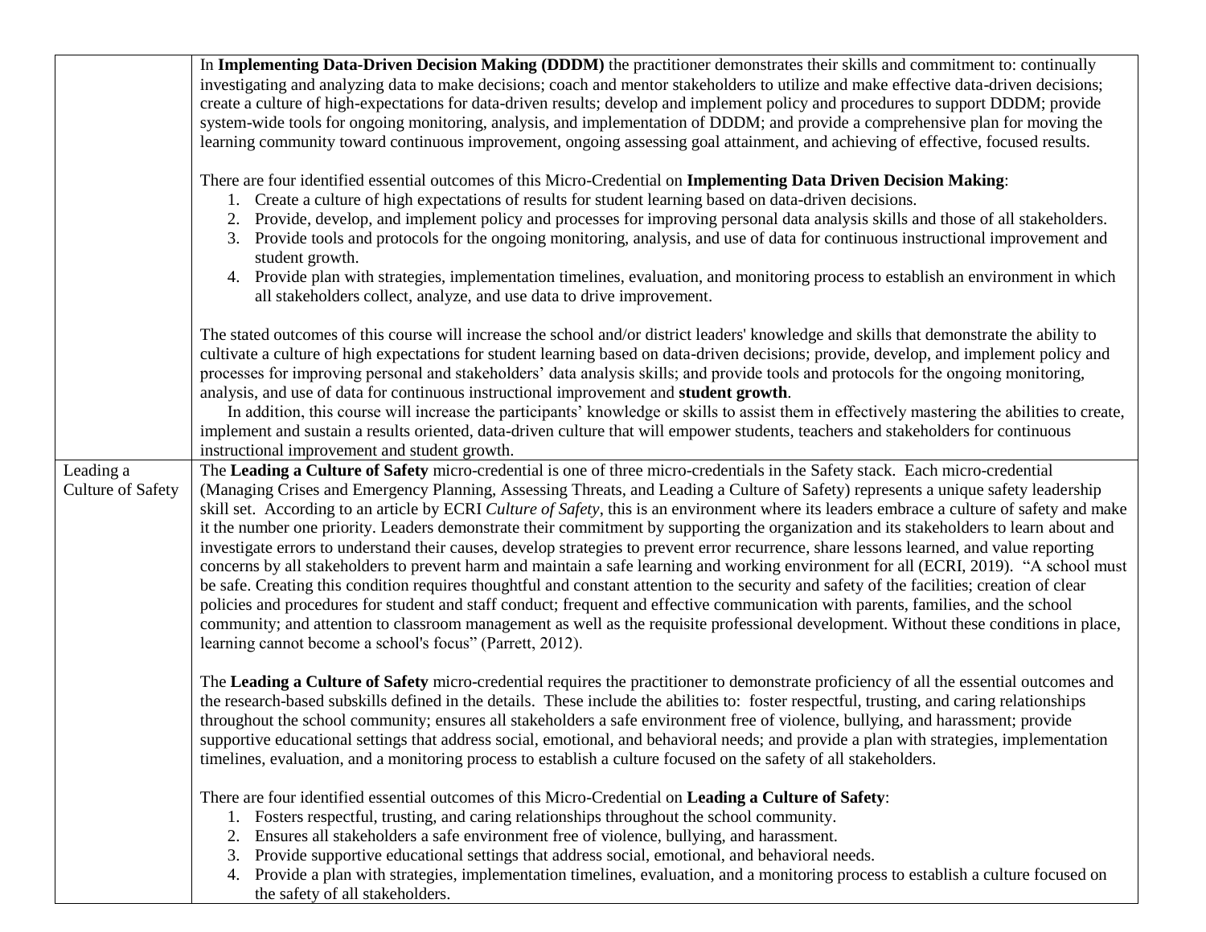| | |
|---|---|
| | In **Implementing Data-Driven Decision Making (DDDM)** the practitioner demonstrates their skills and commitment to: continually investigating and analyzing data to make decisions; coach and mentor stakeholders to utilize and make effective data-driven decisions; create a culture of high-expectations for data-driven results; develop and implement policy and procedures to support DDDM; provide system-wide tools for ongoing monitoring, analysis, and implementation of DDDM; and provide a comprehensive plan for moving the learning community toward continuous improvement, ongoing assessing goal attainment, and achieving of effective, focused results.<br><br>There are four identified essential outcomes of this Micro-Credential on **Implementing Data Driven Decision Making**:<br>1. Create a culture of high expectations of results for student learning based on data-driven decisions.<br>2. Provide, develop, and implement policy and processes for improving personal data analysis skills and those of all stakeholders.<br>3. Provide tools and protocols for the ongoing monitoring, analysis, and use of data for continuous instructional improvement and student growth.<br>4. Provide plan with strategies, implementation timelines, evaluation, and monitoring process to establish an environment in which all stakeholders collect, analyze, and use data to drive improvement.<br><br>The stated outcomes of this course will increase the school and/or district leaders' knowledge and skills that demonstrate the ability to cultivate a culture of high expectations for student learning based on data-driven decisions; provide, develop, and implement policy and processes for improving personal and stakeholders' data analysis skills; and provide tools and protocols for the ongoing monitoring, analysis, and use of data for continuous instructional improvement and **student growth**.<br>In addition, this course will increase the participants' knowledge or skills to assist them in effectively mastering the abilities to create, implement and sustain a results oriented, data-driven culture that will empower students, teachers and stakeholders for continuous instructional improvement and student growth. |
| Leading a Culture of Safety | The **Leading a Culture of Safety** micro-credential is one of three micro-credentials in the Safety stack. Each micro-credential (Managing Crises and Emergency Planning, Assessing Threats, and Leading a Culture of Safety) represents a unique safety leadership skill set. According to an article by ECRI *Culture of Safety*, this is an environment where its leaders embrace a culture of safety and make it the number one priority. Leaders demonstrate their commitment by supporting the organization and its stakeholders to learn about and investigate errors to understand their causes, develop strategies to prevent error recurrence, share lessons learned, and value reporting concerns by all stakeholders to prevent harm and maintain a safe learning and working environment for all (ECRI, 2019). "A school must be safe. Creating this condition requires thoughtful and constant attention to the security and safety of the facilities; creation of clear policies and procedures for student and staff conduct; frequent and effective communication with parents, families, and the school community; and attention to classroom management as well as the requisite professional development. Without these conditions in place, learning cannot become a school's focus" (Parrett, 2012).<br><br>The **Leading a Culture of Safety** micro-credential requires the practitioner to demonstrate proficiency of all the essential outcomes and the research-based subskills defined in the details. These include the abilities to: foster respectful, trusting, and caring relationships throughout the school community; ensures all stakeholders a safe environment free of violence, bullying, and harassment; provide supportive educational settings that address social, emotional, and behavioral needs; and provide a plan with strategies, implementation timelines, evaluation, and a monitoring process to establish a culture focused on the safety of all stakeholders.<br><br>There are four identified essential outcomes of this Micro-Credential on **Leading a Culture of Safety**:<br>1. Fosters respectful, trusting, and caring relationships throughout the school community.<br>2. Ensures all stakeholders a safe environment free of violence, bullying, and harassment.<br>3. Provide supportive educational settings that address social, emotional, and behavioral needs.<br>4. Provide a plan with strategies, implementation timelines, evaluation, and a monitoring process to establish a culture focused on the safety of all stakeholders. |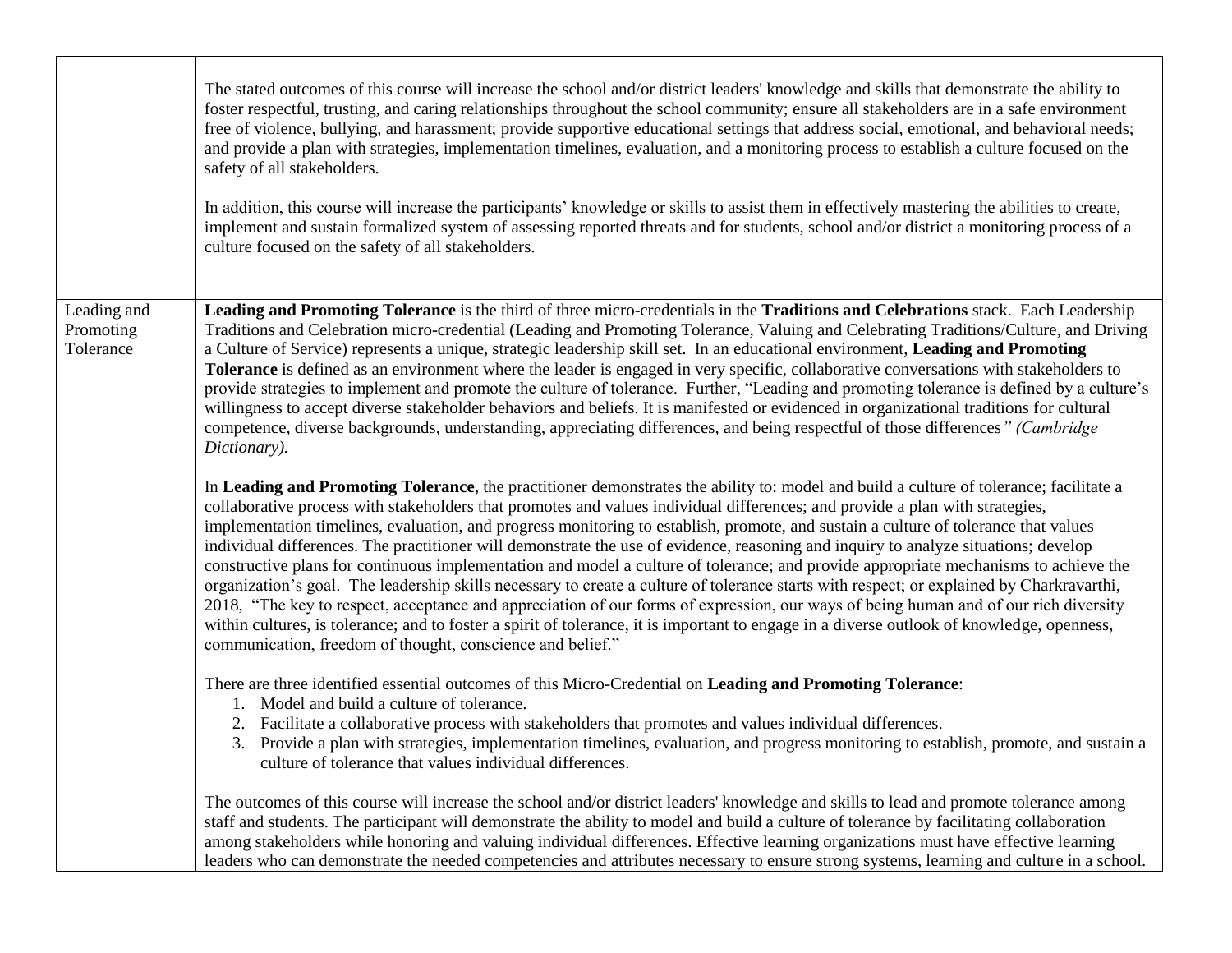|  |  |
|---|---|
|  | The stated outcomes of this course will increase the school and/or district leaders' knowledge and skills that demonstrate the ability to foster respectful, trusting, and caring relationships throughout the school community; ensure all stakeholders are in a safe environment free of violence, bullying, and harassment; provide supportive educational settings that address social, emotional, and behavioral needs; and provide a plan with strategies, implementation timelines, evaluation, and a monitoring process to establish a culture focused on the safety of all stakeholders.<br><br>In addition, this course will increase the participants' knowledge or skills to assist them in effectively mastering the abilities to create, implement and sustain formalized system of assessing reported threats and for students, school and/or district a monitoring process of a culture focused on the safety of all stakeholders. |
| Leading and Promoting Tolerance | **Leading and Promoting Tolerance** is the third of three micro-credentials in the **Traditions and Celebrations** stack. Each Leadership Traditions and Celebration micro-credential (Leading and Promoting Tolerance, Valuing and Celebrating Traditions/Culture, and Driving a Culture of Service) represents a unique, strategic leadership skill set. In an educational environment, **Leading and Promoting Tolerance** is defined as an environment where the leader is engaged in very specific, collaborative conversations with stakeholders to provide strategies to implement and promote the culture of tolerance. Further, "Leading and promoting tolerance is defined by a culture's willingness to accept diverse stakeholder behaviors and beliefs. It is manifested or evidenced in organizational traditions for cultural competence, diverse backgrounds, understanding, appreciating differences, and being respectful of those differences*" (Cambridge Dictionary).*<br><br>In **Leading and Promoting Tolerance**, the practitioner demonstrates the ability to: model and build a culture of tolerance; facilitate a collaborative process with stakeholders that promotes and values individual differences; and provide a plan with strategies, implementation timelines, evaluation, and progress monitoring to establish, promote, and sustain a culture of tolerance that values individual differences. The practitioner will demonstrate the use of evidence, reasoning and inquiry to analyze situations; develop constructive plans for continuous implementation and model a culture of tolerance; and provide appropriate mechanisms to achieve the organization's goal. The leadership skills necessary to create a culture of tolerance starts with respect; or explained by Charkravarthi, 2018, "The key to respect, acceptance and appreciation of our forms of expression, our ways of being human and of our rich diversity within cultures, is tolerance; and to foster a spirit of tolerance, it is important to engage in a diverse outlook of knowledge, openness, communication, freedom of thought, conscience and belief."<br><br>There are three identified essential outcomes of this Micro-Credential on **Leading and Promoting Tolerance**:<br>1. Model and build a culture of tolerance.<br>2. Facilitate a collaborative process with stakeholders that promotes and values individual differences.<br>3. Provide a plan with strategies, implementation timelines, evaluation, and progress monitoring to establish, promote, and sustain a culture of tolerance that values individual differences.<br><br>The outcomes of this course will increase the school and/or district leaders' knowledge and skills to lead and promote tolerance among staff and students. The participant will demonstrate the ability to model and build a culture of tolerance by facilitating collaboration among stakeholders while honoring and valuing individual differences. Effective learning organizations must have effective learning leaders who can demonstrate the needed competencies and attributes necessary to ensure strong systems, learning and culture in a school. |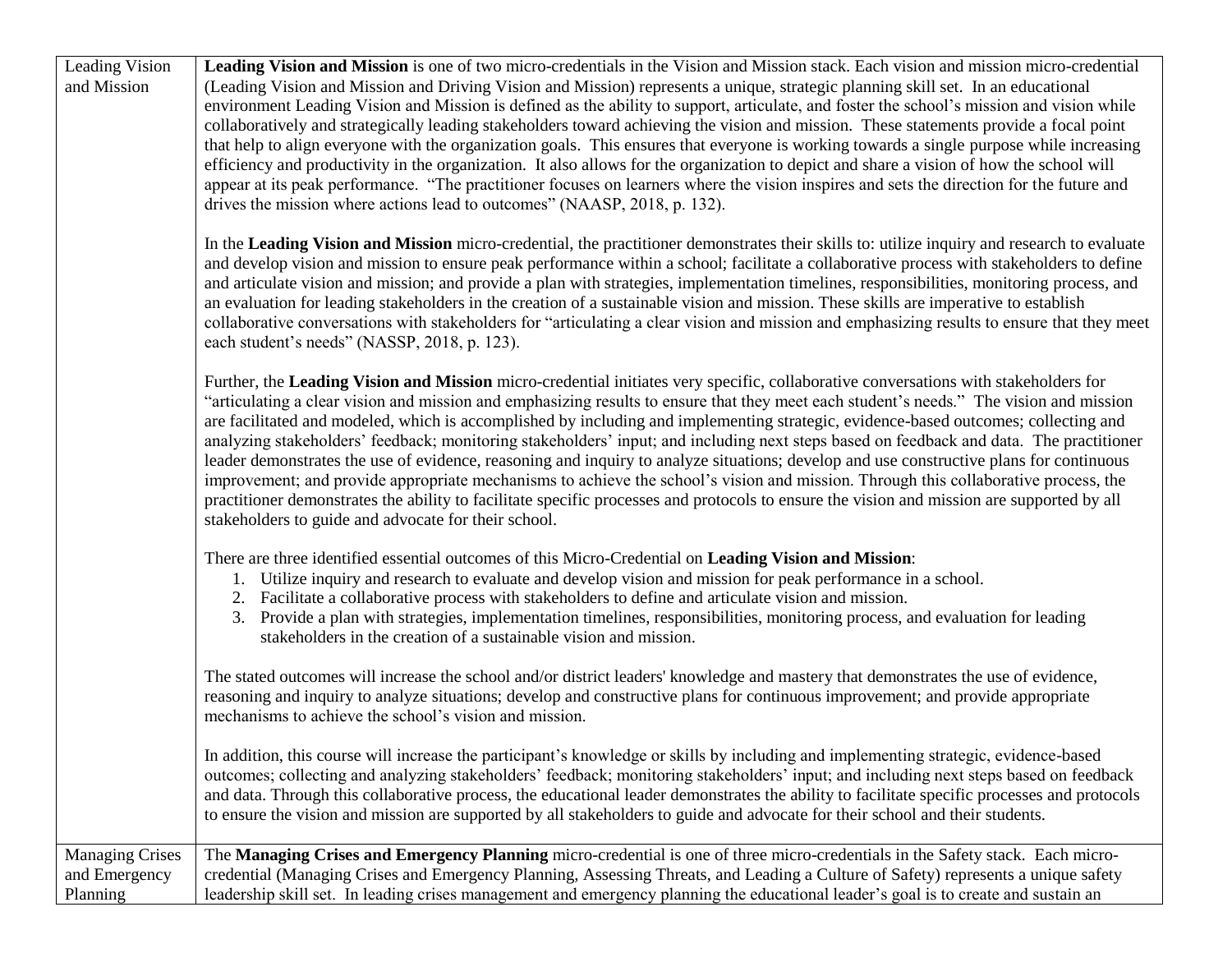| | |
|---|---|
| Leading Vision and Mission | **Leading Vision and Mission** is one of two micro-credentials in the Vision and Mission stack. Each vision and mission micro-credential (Leading Vision and Mission and Driving Vision and Mission) represents a unique, strategic planning skill set. In an educational environment Leading Vision and Mission is defined as the ability to support, articulate, and foster the school's mission and vision while collaboratively and strategically leading stakeholders toward achieving the vision and mission. These statements provide a focal point that help to align everyone with the organization goals. This ensures that everyone is working towards a single purpose while increasing efficiency and productivity in the organization. It also allows for the organization to depict and share a vision of how the school will appear at its peak performance. "The practitioner focuses on learners where the vision inspires and sets the direction for the future and drives the mission where actions lead to outcomes" (NAASP, 2018, p. 132).<br><br>In the **Leading Vision and Mission** micro-credential, the practitioner demonstrates their skills to: utilize inquiry and research to evaluate and develop vision and mission to ensure peak performance within a school; facilitate a collaborative process with stakeholders to define and articulate vision and mission; and provide a plan with strategies, implementation timelines, responsibilities, monitoring process, and an evaluation for leading stakeholders in the creation of a sustainable vision and mission. These skills are imperative to establish collaborative conversations with stakeholders for "articulating a clear vision and mission and emphasizing results to ensure that they meet each student's needs" (NASSP, 2018, p. 123).<br><br>Further, the **Leading Vision and Mission** micro-credential initiates very specific, collaborative conversations with stakeholders for "articulating a clear vision and mission and emphasizing results to ensure that they meet each student's needs." The vision and mission are facilitated and modeled, which is accomplished by including and implementing strategic, evidence-based outcomes; collecting and analyzing stakeholders' feedback; monitoring stakeholders' input; and including next steps based on feedback and data. The practitioner leader demonstrates the use of evidence, reasoning and inquiry to analyze situations; develop and use constructive plans for continuous improvement; and provide appropriate mechanisms to achieve the school's vision and mission. Through this collaborative process, the practitioner demonstrates the ability to facilitate specific processes and protocols to ensure the vision and mission are supported by all stakeholders to guide and advocate for their school.<br><br>There are three identified essential outcomes of this Micro-Credential on **Leading Vision and Mission**:<br>1. Utilize inquiry and research to evaluate and develop vision and mission for peak performance in a school.<br>2. Facilitate a collaborative process with stakeholders to define and articulate vision and mission.<br>3. Provide a plan with strategies, implementation timelines, responsibilities, monitoring process, and evaluation for leading stakeholders in the creation of a sustainable vision and mission.<br><br>The stated outcomes will increase the school and/or district leaders' knowledge and mastery that demonstrates the use of evidence, reasoning and inquiry to analyze situations; develop and constructive plans for continuous improvement; and provide appropriate mechanisms to achieve the school's vision and mission.<br><br>In addition, this course will increase the participant's knowledge or skills by including and implementing strategic, evidence-based outcomes; collecting and analyzing stakeholders' feedback; monitoring stakeholders' input; and including next steps based on feedback and data. Through this collaborative process, the educational leader demonstrates the ability to facilitate specific processes and protocols to ensure the vision and mission are supported by all stakeholders to guide and advocate for their school and their students. |
| Managing Crises and Emergency Planning | The **Managing Crises and Emergency Planning** micro-credential is one of three micro-credentials in the Safety stack. Each micro-credential (Managing Crises and Emergency Planning, Assessing Threats, and Leading a Culture of Safety) represents a unique safety leadership skill set. In leading crises management and emergency planning the educational leader's goal is to create and sustain an |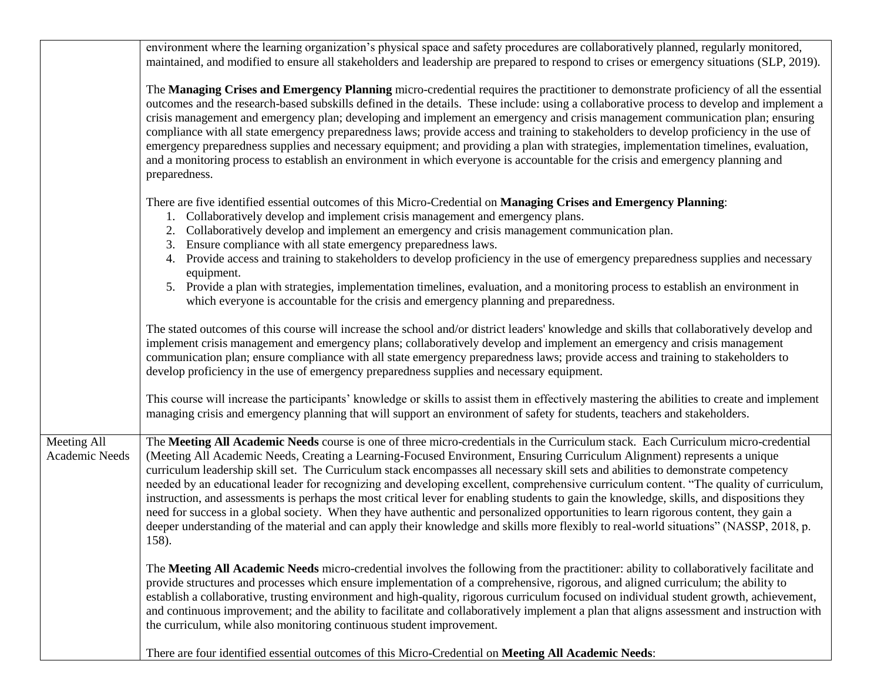| | |
|---|---|
| | environment where the learning organization's physical space and safety procedures are collaboratively planned, regularly monitored, maintained, and modified to ensure all stakeholders and leadership are prepared to respond to crises or emergency situations (SLP, 2019).<br><br>The **Managing Crises and Emergency Planning** micro-credential requires the practitioner to demonstrate proficiency of all the essential outcomes and the research-based subskills defined in the details. These include: using a collaborative process to develop and implement a crisis management and emergency plan; developing and implement an emergency and crisis management communication plan; ensuring compliance with all state emergency preparedness laws; provide access and training to stakeholders to develop proficiency in the use of emergency preparedness supplies and necessary equipment; and providing a plan with strategies, implementation timelines, evaluation, and a monitoring process to establish an environment in which everyone is accountable for the crisis and emergency planning and preparedness.<br><br>There are five identified essential outcomes of this Micro-Credential on **Managing Crises and Emergency Planning**:<br>1. Collaboratively develop and implement crisis management and emergency plans.<br>2. Collaboratively develop and implement an emergency and crisis management communication plan.<br>3. Ensure compliance with all state emergency preparedness laws.<br>4. Provide access and training to stakeholders to develop proficiency in the use of emergency preparedness supplies and necessary equipment.<br>5. Provide a plan with strategies, implementation timelines, evaluation, and a monitoring process to establish an environment in which everyone is accountable for the crisis and emergency planning and preparedness.<br><br>The stated outcomes of this course will increase the school and/or district leaders' knowledge and skills that collaboratively develop and implement crisis management and emergency plans; collaboratively develop and implement an emergency and crisis management communication plan; ensure compliance with all state emergency preparedness laws; provide access and training to stakeholders to develop proficiency in the use of emergency preparedness supplies and necessary equipment.<br><br>This course will increase the participants' knowledge or skills to assist them in effectively mastering the abilities to create and implement managing crisis and emergency planning that will support an environment of safety for students, teachers and stakeholders. |
| Meeting All Academic Needs | The **Meeting All Academic Needs** course is one of three micro-credentials in the Curriculum stack. Each Curriculum micro-credential (Meeting All Academic Needs, Creating a Learning-Focused Environment, Ensuring Curriculum Alignment) represents a unique curriculum leadership skill set. The Curriculum stack encompasses all necessary skill sets and abilities to demonstrate competency needed by an educational leader for recognizing and developing excellent, comprehensive curriculum content. "The quality of curriculum, instruction, and assessments is perhaps the most critical lever for enabling students to gain the knowledge, skills, and dispositions they need for success in a global society. When they have authentic and personalized opportunities to learn rigorous content, they gain a deeper understanding of the material and can apply their knowledge and skills more flexibly to real-world situations" (NASSP, 2018, p. 158).<br><br>The **Meeting All Academic Needs** micro-credential involves the following from the practitioner: ability to collaboratively facilitate and provide structures and processes which ensure implementation of a comprehensive, rigorous, and aligned curriculum; the ability to establish a collaborative, trusting environment and high-quality, rigorous curriculum focused on individual student growth, achievement, and continuous improvement; and the ability to facilitate and collaboratively implement a plan that aligns assessment and instruction with the curriculum, while also monitoring continuous student improvement.<br><br>There are four identified essential outcomes of this Micro-Credential on **Meeting All Academic Needs**: |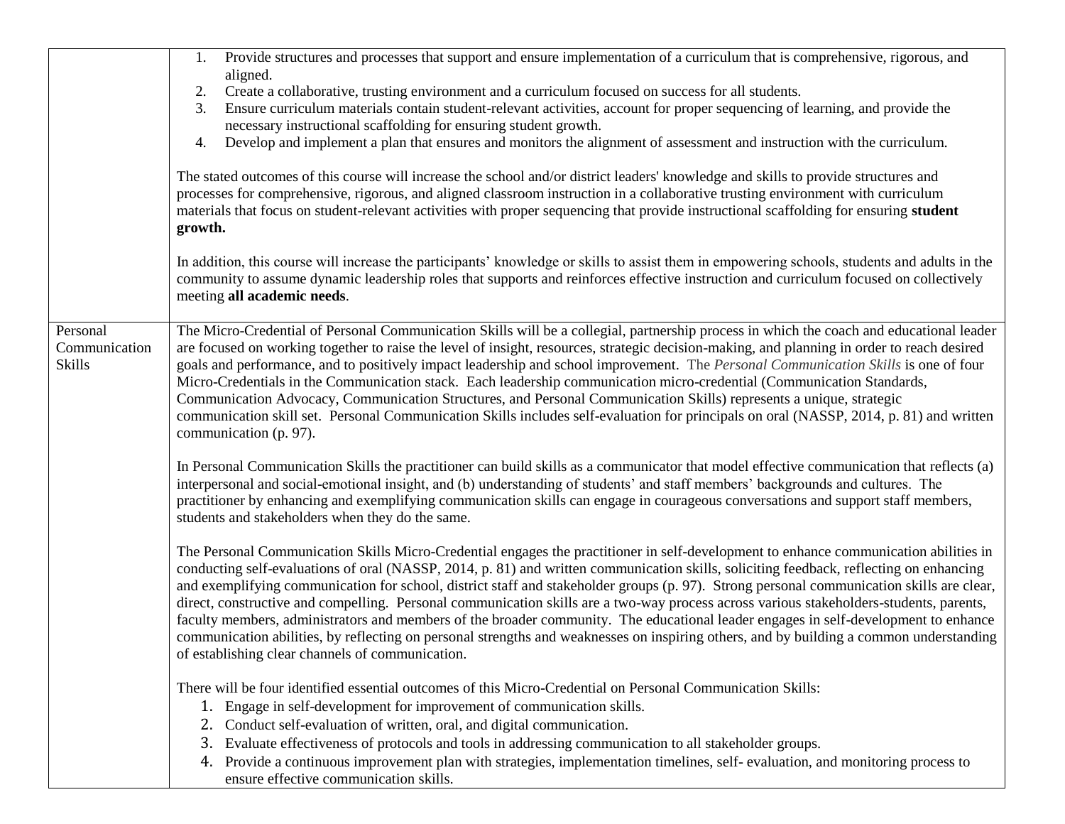| | |
|---|---|
| | 1. Provide structures and processes that support and ensure implementation of a curriculum that is comprehensive, rigorous, and aligned.<br>2. Create a collaborative, trusting environment and a curriculum focused on success for all students.<br>3. Ensure curriculum materials contain student-relevant activities, account for proper sequencing of learning, and provide the necessary instructional scaffolding for ensuring student growth.<br>4. Develop and implement a plan that ensures and monitors the alignment of assessment and instruction with the curriculum.<br><br>The stated outcomes of this course will increase the school and/or district leaders' knowledge and skills to provide structures and processes for comprehensive, rigorous, and aligned classroom instruction in a collaborative trusting environment with curriculum materials that focus on student-relevant activities with proper sequencing that provide instructional scaffolding for ensuring **student growth.**<br><br>In addition, this course will increase the participants' knowledge or skills to assist them in empowering schools, students and adults in the community to assume dynamic leadership roles that supports and reinforces effective instruction and curriculum focused on collectively meeting **all academic needs**. |
| Personal Communication Skills | The Micro-Credential of Personal Communication Skills will be a collegial, partnership process in which the coach and educational leader are focused on working together to raise the level of insight, resources, strategic decision-making, and planning in order to reach desired goals and performance, and to positively impact leadership and school improvement. The *Personal Communication Skills* is one of four Micro-Credentials in the Communication stack. Each leadership communication micro-credential (Communication Standards, Communication Advocacy, Communication Structures, and Personal Communication Skills) represents a unique, strategic communication skill set. Personal Communication Skills includes self-evaluation for principals on oral (NASSP, 2014, p. 81) and written communication (p. 97).<br><br>In Personal Communication Skills the practitioner can build skills as a communicator that model effective communication that reflects (a) interpersonal and social-emotional insight, and (b) understanding of students' and staff members' backgrounds and cultures. The practitioner by enhancing and exemplifying communication skills can engage in courageous conversations and support staff members, students and stakeholders when they do the same.<br><br>The Personal Communication Skills Micro-Credential engages the practitioner in self-development to enhance communication abilities in conducting self-evaluations of oral (NASSP, 2014, p. 81) and written communication skills, soliciting feedback, reflecting on enhancing and exemplifying communication for school, district staff and stakeholder groups (p. 97). Strong personal communication skills are clear, direct, constructive and compelling. Personal communication skills are a two-way process across various stakeholders-students, parents, faculty members, administrators and members of the broader community. The educational leader engages in self-development to enhance communication abilities, by reflecting on personal strengths and weaknesses on inspiring others, and by building a common understanding of establishing clear channels of communication.<br><br>There will be four identified essential outcomes of this Micro-Credential on Personal Communication Skills:<br>1. Engage in self-development for improvement of communication skills.<br>2. Conduct self-evaluation of written, oral, and digital communication.<br>3. Evaluate effectiveness of protocols and tools in addressing communication to all stakeholder groups.<br>4. Provide a continuous improvement plan with strategies, implementation timelines, self- evaluation, and monitoring process to ensure effective communication skills. |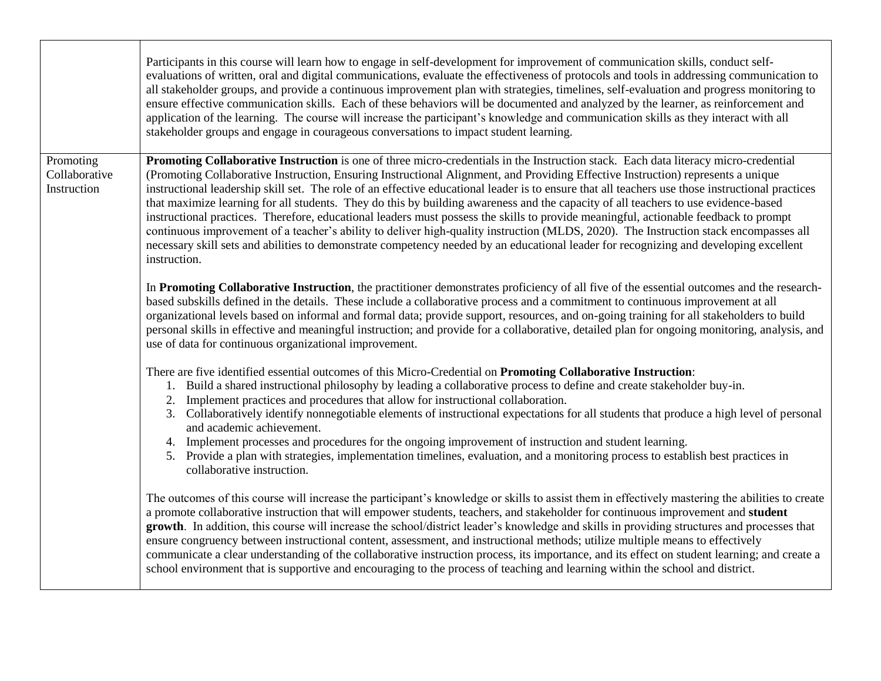| | |
|---|---|
| | Participants in this course will learn how to engage in self-development for improvement of communication skills, conduct self-evaluations of written, oral and digital communications, evaluate the effectiveness of protocols and tools in addressing communication to all stakeholder groups, and provide a continuous improvement plan with strategies, timelines, self-evaluation and progress monitoring to ensure effective communication skills. Each of these behaviors will be documented and analyzed by the learner, as reinforcement and application of the learning. The course will increase the participant's knowledge and communication skills as they interact with all stakeholder groups and engage in courageous conversations to impact student learning. |
| Promoting Collaborative Instruction | **Promoting Collaborative Instruction** is one of three micro-credentials in the Instruction stack. Each data literacy micro-credential (Promoting Collaborative Instruction, Ensuring Instructional Alignment, and Providing Effective Instruction) represents a unique instructional leadership skill set. The role of an effective educational leader is to ensure that all teachers use those instructional practices that maximize learning for all students. They do this by building awareness and the capacity of all teachers to use evidence-based instructional practices. Therefore, educational leaders must possess the skills to provide meaningful, actionable feedback to prompt continuous improvement of a teacher's ability to deliver high-quality instruction (MLDS, 2020). The Instruction stack encompasses all necessary skill sets and abilities to demonstrate competency needed by an educational leader for recognizing and developing excellent instruction.<br><br>In **Promoting Collaborative Instruction**, the practitioner demonstrates proficiency of all five of the essential outcomes and the research-based subskills defined in the details. These include a collaborative process and a commitment to continuous improvement at all organizational levels based on informal and formal data; provide support, resources, and on-going training for all stakeholders to build personal skills in effective and meaningful instruction; and provide for a collaborative, detailed plan for ongoing monitoring, analysis, and use of data for continuous organizational improvement.<br><br>There are five identified essential outcomes of this Micro-Credential on **Promoting Collaborative Instruction**:<br>1. Build a shared instructional philosophy by leading a collaborative process to define and create stakeholder buy-in.<br>2. Implement practices and procedures that allow for instructional collaboration.<br>3. Collaboratively identify nonnegotiable elements of instructional expectations for all students that produce a high level of personal and academic achievement.<br>4. Implement processes and procedures for the ongoing improvement of instruction and student learning.<br>5. Provide a plan with strategies, implementation timelines, evaluation, and a monitoring process to establish best practices in collaborative instruction.<br><br>The outcomes of this course will increase the participant's knowledge or skills to assist them in effectively mastering the abilities to create a promote collaborative instruction that will empower students, teachers, and stakeholder for continuous improvement and **student growth**. In addition, this course will increase the school/district leader's knowledge and skills in providing structures and processes that ensure congruency between instructional content, assessment, and instructional methods; utilize multiple means to effectively communicate a clear understanding of the collaborative instruction process, its importance, and its effect on student learning; and create a school environment that is supportive and encouraging to the process of teaching and learning within the school and district. |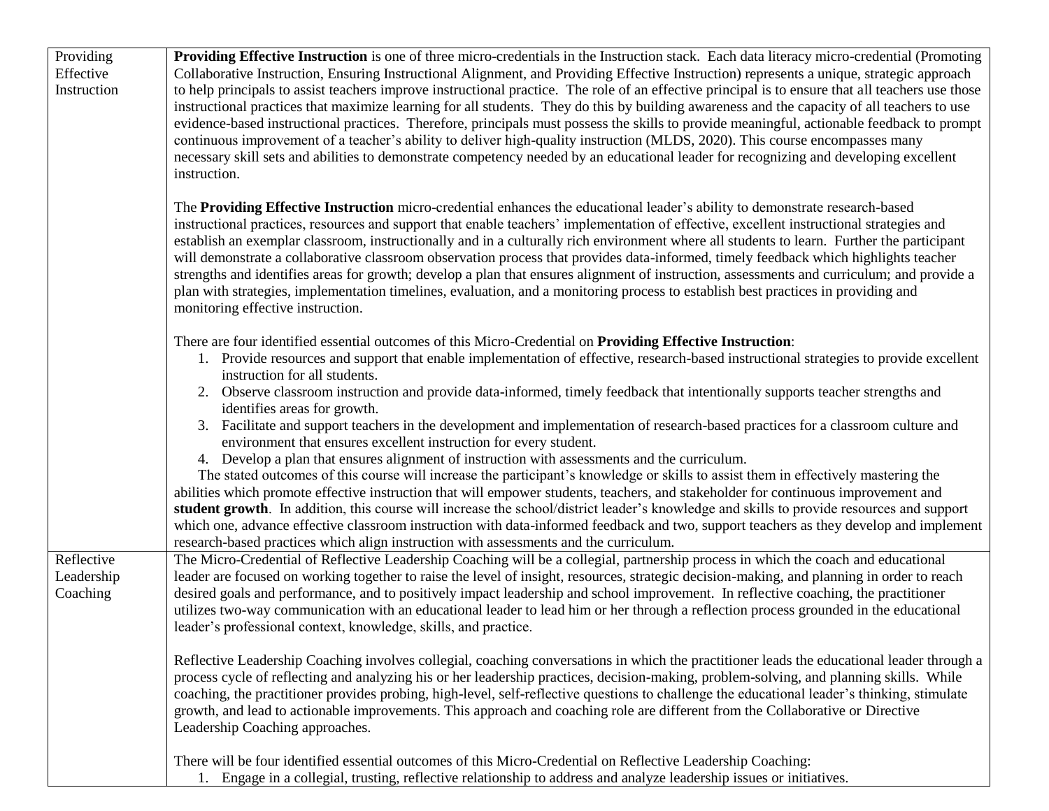| | |
|---|---|
| Providing Effective Instruction | **Providing Effective Instruction** is one of three micro-credentials in the Instruction stack. Each data literacy micro-credential (Promoting Collaborative Instruction, Ensuring Instructional Alignment, and Providing Effective Instruction) represents a unique, strategic approach to help principals to assist teachers improve instructional practice. The role of an effective principal is to ensure that all teachers use those instructional practices that maximize learning for all students. They do this by building awareness and the capacity of all teachers to use evidence-based instructional practices. Therefore, principals must possess the skills to provide meaningful, actionable feedback to prompt continuous improvement of a teacher's ability to deliver high-quality instruction (MLDS, 2020). This course encompasses many necessary skill sets and abilities to demonstrate competency needed by an educational leader for recognizing and developing excellent instruction.<br><br>The **Providing Effective Instruction** micro-credential enhances the educational leader's ability to demonstrate research-based instructional practices, resources and support that enable teachers' implementation of effective, excellent instructional strategies and establish an exemplar classroom, instructionally and in a culturally rich environment where all students to learn. Further the participant will demonstrate a collaborative classroom observation process that provides data-informed, timely feedback which highlights teacher strengths and identifies areas for growth; develop a plan that ensures alignment of instruction, assessments and curriculum; and provide a plan with strategies, implementation timelines, evaluation, and a monitoring process to establish best practices in providing and monitoring effective instruction.<br><br>There are four identified essential outcomes of this Micro-Credential on **Providing Effective Instruction**:<br>1. Provide resources and support that enable implementation of effective, research-based instructional strategies to provide excellent instruction for all students.<br>2. Observe classroom instruction and provide data-informed, timely feedback that intentionally supports teacher strengths and identifies areas for growth.<br>3. Facilitate and support teachers in the development and implementation of research-based practices for a classroom culture and environment that ensures excellent instruction for every student.<br>4. Develop a plan that ensures alignment of instruction with assessments and the curriculum.<br>The stated outcomes of this course will increase the participant's knowledge or skills to assist them in effectively mastering the abilities which promote effective instruction that will empower students, teachers, and stakeholder for continuous improvement and **student growth**. In addition, this course will increase the school/district leader's knowledge and skills to provide resources and support which one, advance effective classroom instruction with data-informed feedback and two, support teachers as they develop and implement research-based practices which align instruction with assessments and the curriculum. |
| Reflective Leadership Coaching | The Micro-Credential of Reflective Leadership Coaching will be a collegial, partnership process in which the coach and educational leader are focused on working together to raise the level of insight, resources, strategic decision-making, and planning in order to reach desired goals and performance, and to positively impact leadership and school improvement. In reflective coaching, the practitioner utilizes two-way communication with an educational leader to lead him or her through a reflection process grounded in the educational leader's professional context, knowledge, skills, and practice.<br><br>Reflective Leadership Coaching involves collegial, coaching conversations in which the practitioner leads the educational leader through a process cycle of reflecting and analyzing his or her leadership practices, decision-making, problem-solving, and planning skills. While coaching, the practitioner provides probing, high-level, self-reflective questions to challenge the educational leader's thinking, stimulate growth, and lead to actionable improvements. This approach and coaching role are different from the Collaborative or Directive Leadership Coaching approaches.<br><br>There will be four identified essential outcomes of this Micro-Credential on Reflective Leadership Coaching:<br>1. Engage in a collegial, trusting, reflective relationship to address and analyze leadership issues or initiatives. |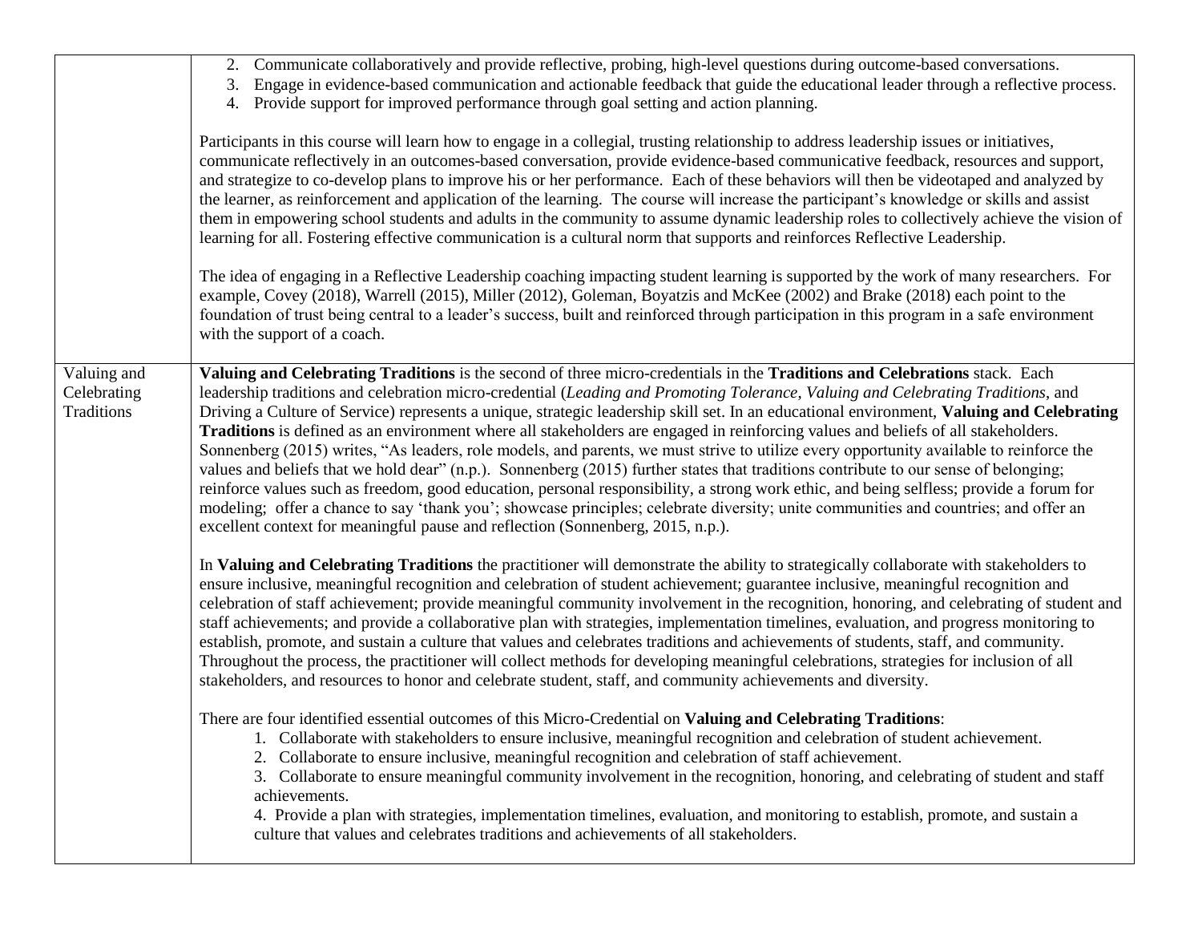| | |
|---|---|
| | 2. Communicate collaboratively and provide reflective, probing, high-level questions during outcome-based conversations.<br>3. Engage in evidence-based communication and actionable feedback that guide the educational leader through a reflective process.<br>4. Provide support for improved performance through goal setting and action planning.<br><br>Participants in this course will learn how to engage in a collegial, trusting relationship to address leadership issues or initiatives, communicate reflectively in an outcomes-based conversation, provide evidence-based communicative feedback, resources and support, and strategize to co-develop plans to improve his or her performance. Each of these behaviors will then be videotaped and analyzed by the learner, as reinforcement and application of the learning. The course will increase the participant's knowledge or skills and assist them in empowering school students and adults in the community to assume dynamic leadership roles to collectively achieve the vision of learning for all. Fostering effective communication is a cultural norm that supports and reinforces Reflective Leadership.<br><br>The idea of engaging in a Reflective Leadership coaching impacting student learning is supported by the work of many researchers. For example, Covey (2018), Warrell (2015), Miller (2012), Goleman, Boyatzis and McKee (2002) and Brake (2018) each point to the foundation of trust being central to a leader's success, built and reinforced through participation in this program in a safe environment with the support of a coach. |
| Valuing and Celebrating Traditions | **Valuing and Celebrating Traditions** is the second of three micro-credentials in the **Traditions and Celebrations** stack. Each leadership traditions and celebration micro-credential (*Leading and Promoting Tolerance*, *Valuing and Celebrating Traditions*, and Driving a Culture of Service) represents a unique, strategic leadership skill set. In an educational environment, **Valuing and Celebrating Traditions** is defined as an environment where all stakeholders are engaged in reinforcing values and beliefs of all stakeholders. Sonnenberg (2015) writes, "As leaders, role models, and parents, we must strive to utilize every opportunity available to reinforce the values and beliefs that we hold dear" (n.p.). Sonnenberg (2015) further states that traditions contribute to our sense of belonging; reinforce values such as freedom, good education, personal responsibility, a strong work ethic, and being selfless; provide a forum for modeling; offer a chance to say 'thank you'; showcase principles; celebrate diversity; unite communities and countries; and offer an excellent context for meaningful pause and reflection (Sonnenberg, 2015, n.p.).<br><br>In **Valuing and Celebrating Traditions** the practitioner will demonstrate the ability to strategically collaborate with stakeholders to ensure inclusive, meaningful recognition and celebration of student achievement; guarantee inclusive, meaningful recognition and celebration of staff achievement; provide meaningful community involvement in the recognition, honoring, and celebrating of student and staff achievements; and provide a collaborative plan with strategies, implementation timelines, evaluation, and progress monitoring to establish, promote, and sustain a culture that values and celebrates traditions and achievements of students, staff, and community. Throughout the process, the practitioner will collect methods for developing meaningful celebrations, strategies for inclusion of all stakeholders, and resources to honor and celebrate student, staff, and community achievements and diversity.<br><br>There are four identified essential outcomes of this Micro-Credential on **Valuing and Celebrating Traditions**:<br>1. Collaborate with stakeholders to ensure inclusive, meaningful recognition and celebration of student achievement.<br>2. Collaborate to ensure inclusive, meaningful recognition and celebration of staff achievement.<br>3. Collaborate to ensure meaningful community involvement in the recognition, honoring, and celebrating of student and staff achievements.<br>4. Provide a plan with strategies, implementation timelines, evaluation, and monitoring to establish, promote, and sustain a culture that values and celebrates traditions and achievements of all stakeholders. |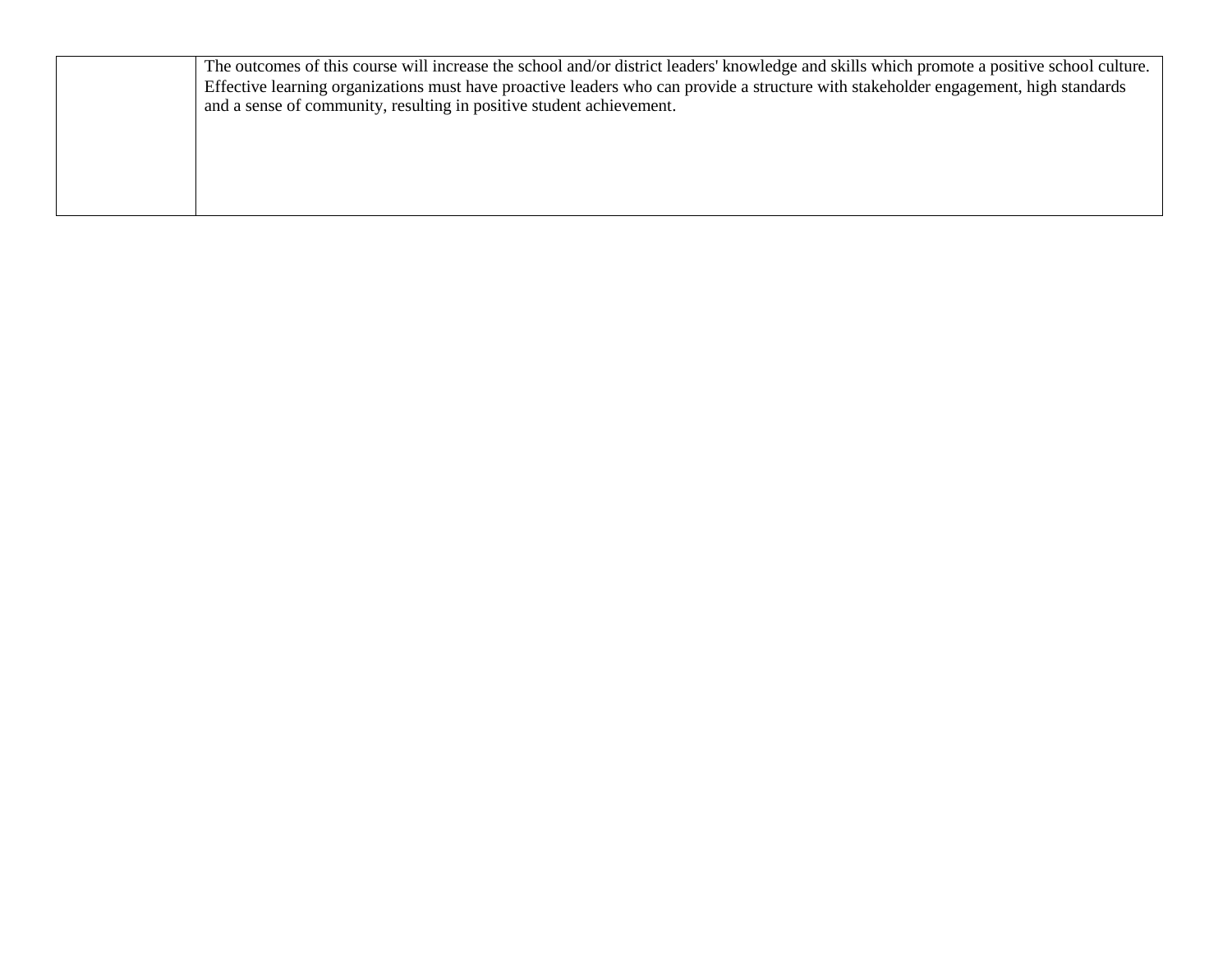| | |
|---|---|
| | The outcomes of this course will increase the school and/or district leaders' knowledge and skills which promote a positive school culture. Effective learning organizations must have proactive leaders who can provide a structure with stakeholder engagement, high standards and a sense of community, resulting in positive student achievement. |